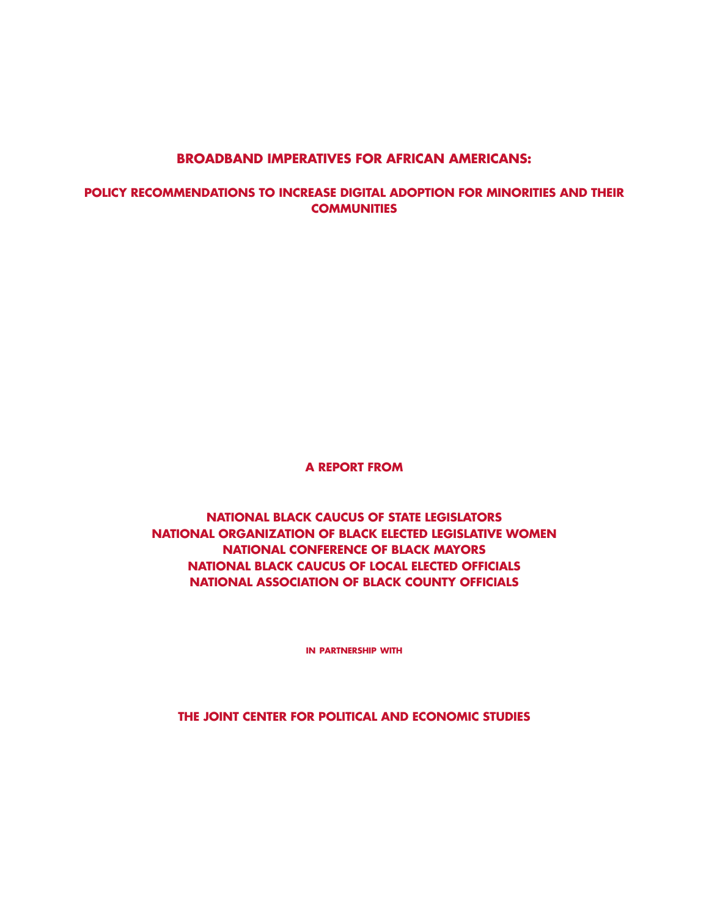# BROADBAND IMPERATIVES FOR AFRICAN AMERICANS:

## POLICY RECOMMENDATIONS TO INCREASE DIGITAL ADOPTION FOR MINORITIES AND THEIR COMMUNITIES

**A REPORT FROM**

**NATIONAL BLACK CAUCUS OF STATE LEGISLATORS**
**NATIONAL ORGANIZATION OF BLACK ELECTED LEGISLATIVE WOMEN**
**NATIONAL CONFERENCE OF BLACK MAYORS**
**NATIONAL BLACK CAUCUS OF LOCAL ELECTED OFFICIALS**
**NATIONAL ASSOCIATION OF BLACK COUNTY OFFICIALS**

**IN PARTNERSHIP WITH**

**THE JOINT CENTER FOR POLITICAL AND ECONOMIC STUDIES**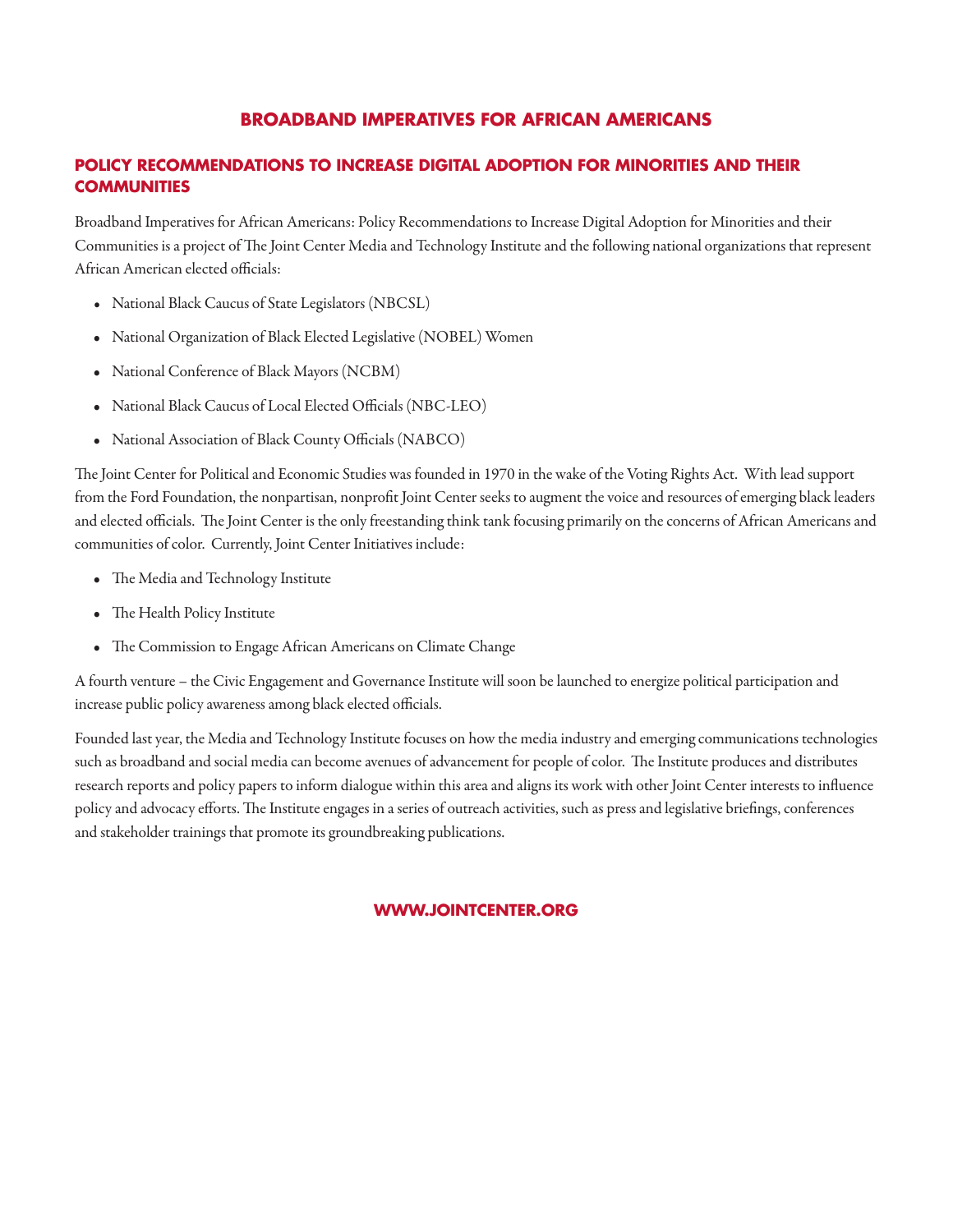# BROADBAND IMPERATIVES FOR AFRICAN AMERICANS

## POLICY RECOMMENDATIONS TO INCREASE DIGITAL ADOPTION FOR MINORITIES AND THEIR COMMUNITIES

Broadband Imperatives for African Americans: Policy Recommendations to Increase Digital Adoption for Minorities and their Communities is a project of The Joint Center Media and Technology Institute and the following national organizations that represent African American elected officials:

- National Black Caucus of State Legislators (NBCSL)
- National Organization of Black Elected Legislative (NOBEL) Women
- National Conference of Black Mayors (NCBM)
- National Black Caucus of Local Elected Officials (NBC-LEO)
- National Association of Black County Officials (NABCO)

The Joint Center for Political and Economic Studies was founded in 1970 in the wake of the Voting Rights Act. With lead support from the Ford Foundation, the nonpartisan, nonprofit Joint Center seeks to augment the voice and resources of emerging black leaders and elected officials. The Joint Center is the only freestanding think tank focusing primarily on the concerns of African Americans and communities of color. Currently, Joint Center Initiatives include:

- The Media and Technology Institute
- The Health Policy Institute
- The Commission to Engage African Americans on Climate Change

A fourth venture – the Civic Engagement and Governance Institute will soon be launched to energize political participation and increase public policy awareness among black elected officials.

Founded last year, the Media and Technology Institute focuses on how the media industry and emerging communications technologies such as broadband and social media can become avenues of advancement for people of color. The Institute produces and distributes research reports and policy papers to inform dialogue within this area and aligns its work with other Joint Center interests to influence policy and advocacy efforts. The Institute engages in a series of outreach activities, such as press and legislative briefings, conferences and stakeholder trainings that promote its groundbreaking publications.

**WWW.JOINTCENTER.ORG**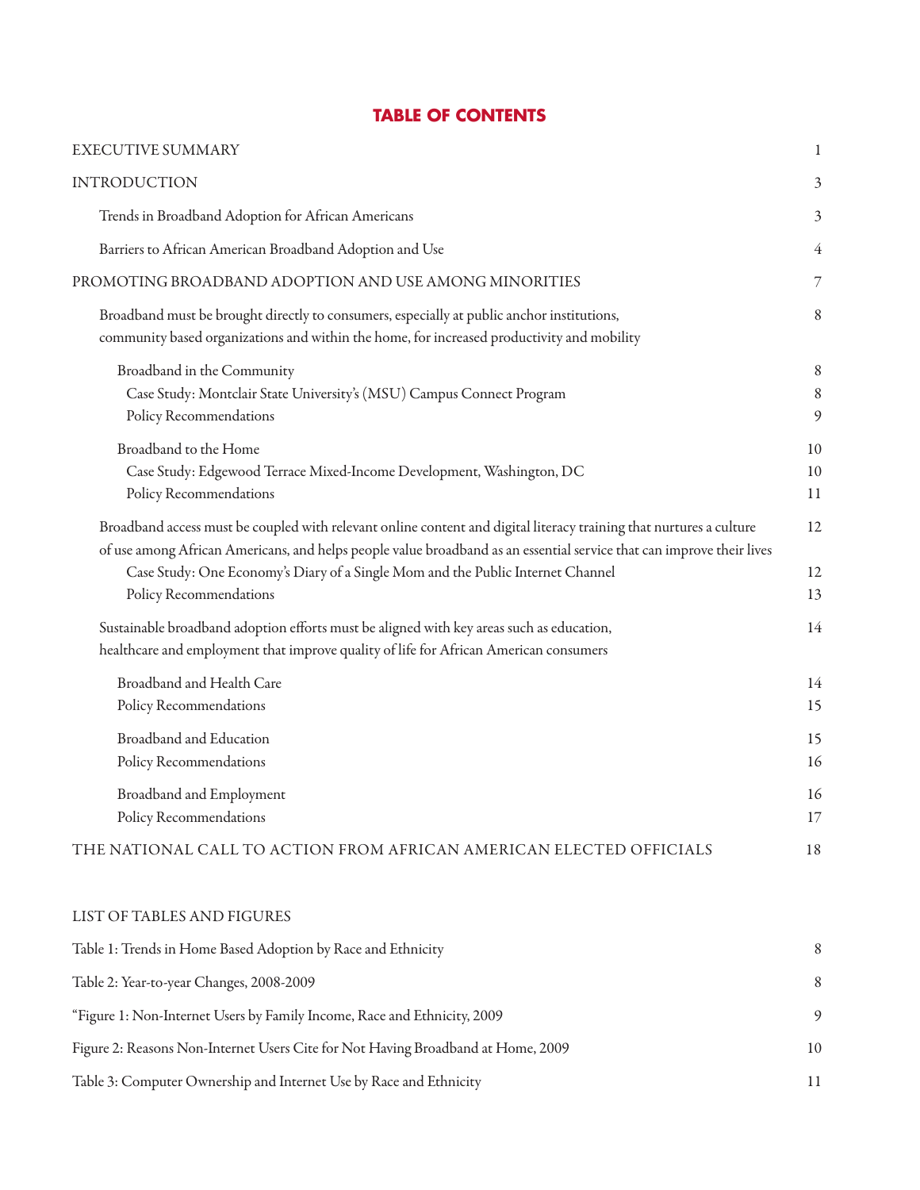# TABLE OF CONTENTS

| | |
|---|---|
| EXECUTIVE SUMMARY | 1 |
| INTRODUCTION | 3 |
| Trends in Broadband Adoption for African Americans | 3 |
| Barriers to African American Broadband Adoption and Use | 4 |
| PROMOTING BROADBAND ADOPTION AND USE AMONG MINORITIES | 7 |
| Broadband must be brought directly to consumers, especially at public anchor institutions, community based organizations and within the home, for increased productivity and mobility | 8 |
| Broadband in the Community | 8 |
| Case Study: Montclair State University's (MSU) Campus Connect Program | 8 |
| Policy Recommendations | 9 |
| Broadband to the Home | 10 |
| Case Study: Edgewood Terrace Mixed-Income Development, Washington, DC | 10 |
| Policy Recommendations | 11 |
| Broadband access must be coupled with relevant online content and digital literacy training that nurtures a culture of use among African Americans, and helps people value broadband as an essential service that can improve their lives | 12 |
| Case Study: One Economy's Diary of a Single Mom and the Public Internet Channel | 12 |
| Policy Recommendations | 13 |
| Sustainable broadband adoption efforts must be aligned with key areas such as education, healthcare and employment that improve quality of life for African American consumers | 14 |
| Broadband and Health Care | 14 |
| Policy Recommendations | 15 |
| Broadband and Education | 15 |
| Policy Recommendations | 16 |
| Broadband and Employment | 16 |
| Policy Recommendations | 17 |
| THE NATIONAL CALL TO ACTION FROM AFRICAN AMERICAN ELECTED OFFICIALS | 18 |

## LIST OF TABLES AND FIGURES

| | |
|---|---|
| Table 1: Trends in Home Based Adoption by Race and Ethnicity | 8 |
| Table 2: Year-to-year Changes, 2008-2009 | 8 |
| "Figure 1: Non-Internet Users by Family Income, Race and Ethnicity, 2009 | 9 |
| Figure 2: Reasons Non-Internet Users Cite for Not Having Broadband at Home, 2009 | 10 |
| Table 3: Computer Ownership and Internet Use by Race and Ethnicity | 11 |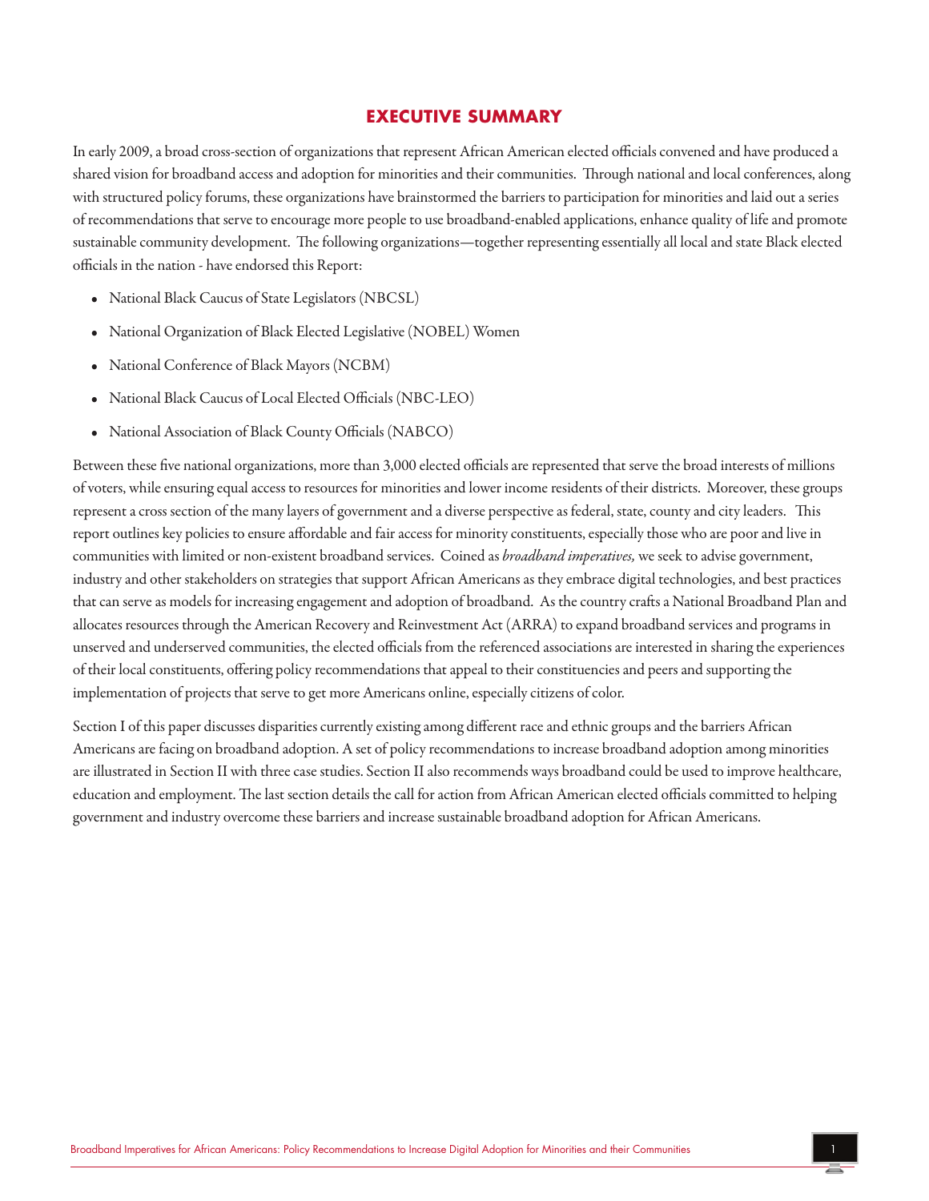# EXECUTIVE SUMMARY

In early 2009, a broad cross-section of organizations that represent African American elected officials convened and have produced a shared vision for broadband access and adoption for minorities and their communities. Through national and local conferences, along with structured policy forums, these organizations have brainstormed the barriers to participation for minorities and laid out a series of recommendations that serve to encourage more people to use broadband-enabled applications, enhance quality of life and promote sustainable community development. The following organizations—together representing essentially all local and state Black elected officials in the nation - have endorsed this Report:

- National Black Caucus of State Legislators (NBCSL)
- National Organization of Black Elected Legislative (NOBEL) Women
- National Conference of Black Mayors (NCBM)
- National Black Caucus of Local Elected Officials (NBC-LEO)
- National Association of Black County Officials (NABCO)

Between these five national organizations, more than 3,000 elected officials are represented that serve the broad interests of millions of voters, while ensuring equal access to resources for minorities and lower income residents of their districts. Moreover, these groups represent a cross section of the many layers of government and a diverse perspective as federal, state, county and city leaders. This report outlines key policies to ensure affordable and fair access for minority constituents, especially those who are poor and live in communities with limited or non-existent broadband services. Coined as *broadband imperatives,* we seek to advise government, industry and other stakeholders on strategies that support African Americans as they embrace digital technologies, and best practices that can serve as models for increasing engagement and adoption of broadband. As the country crafts a National Broadband Plan and allocates resources through the American Recovery and Reinvestment Act (ARRA) to expand broadband services and programs in unserved and underserved communities, the elected officials from the referenced associations are interested in sharing the experiences of their local constituents, offering policy recommendations that appeal to their constituencies and peers and supporting the implementation of projects that serve to get more Americans online, especially citizens of color.

Section I of this paper discusses disparities currently existing among different race and ethnic groups and the barriers African Americans are facing on broadband adoption. A set of policy recommendations to increase broadband adoption among minorities are illustrated in Section II with three case studies. Section II also recommends ways broadband could be used to improve healthcare, education and employment. The last section details the call for action from African American elected officials committed to helping government and industry overcome these barriers and increase sustainable broadband adoption for African Americans.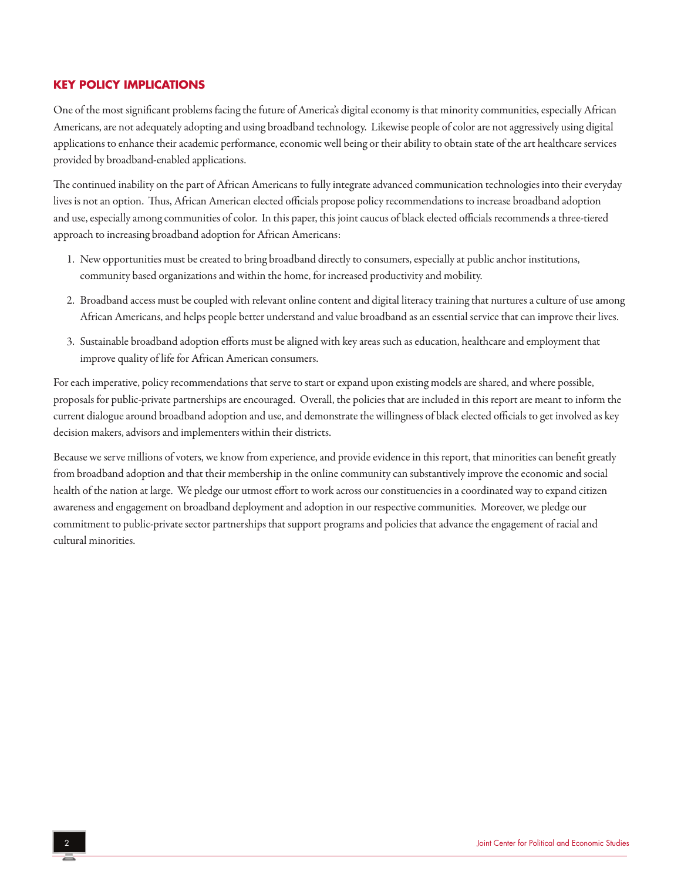## KEY POLICY IMPLICATIONS

One of the most significant problems facing the future of America's digital economy is that minority communities, especially African Americans, are not adequately adopting and using broadband technology. Likewise people of color are not aggressively using digital applications to enhance their academic performance, economic well being or their ability to obtain state of the art healthcare services provided by broadband-enabled applications.

The continued inability on the part of African Americans to fully integrate advanced communication technologies into their everyday lives is not an option. Thus, African American elected officials propose policy recommendations to increase broadband adoption and use, especially among communities of color. In this paper, this joint caucus of black elected officials recommends a three-tiered approach to increasing broadband adoption for African Americans:

1. New opportunities must be created to bring broadband directly to consumers, especially at public anchor institutions, community based organizations and within the home, for increased productivity and mobility.
2. Broadband access must be coupled with relevant online content and digital literacy training that nurtures a culture of use among African Americans, and helps people better understand and value broadband as an essential service that can improve their lives.
3. Sustainable broadband adoption efforts must be aligned with key areas such as education, healthcare and employment that improve quality of life for African American consumers.

For each imperative, policy recommendations that serve to start or expand upon existing models are shared, and where possible, proposals for public-private partnerships are encouraged. Overall, the policies that are included in this report are meant to inform the current dialogue around broadband adoption and use, and demonstrate the willingness of black elected officials to get involved as key decision makers, advisors and implementers within their districts.

Because we serve millions of voters, we know from experience, and provide evidence in this report, that minorities can benefit greatly from broadband adoption and that their membership in the online community can substantively improve the economic and social health of the nation at large. We pledge our utmost effort to work across our constituencies in a coordinated way to expand citizen awareness and engagement on broadband deployment and adoption in our respective communities. Moreover, we pledge our commitment to public-private sector partnerships that support programs and policies that advance the engagement of racial and cultural minorities.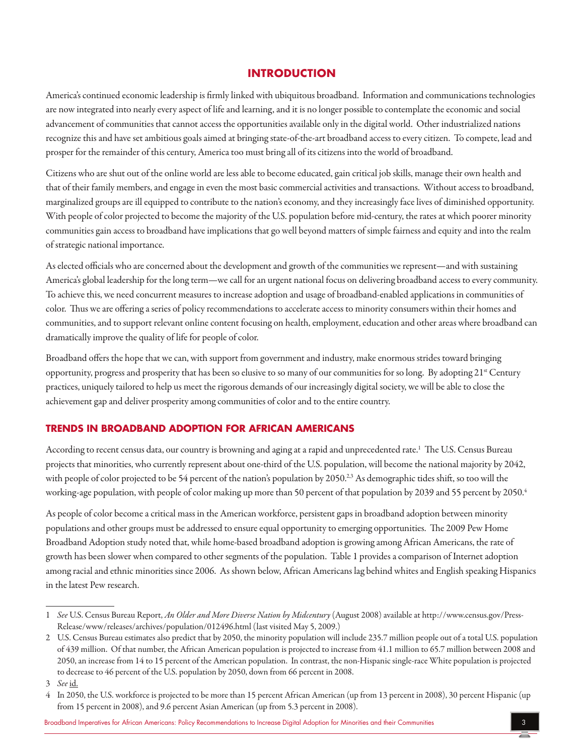## INTRODUCTION

America's continued economic leadership is firmly linked with ubiquitous broadband. Information and communications technologies are now integrated into nearly every aspect of life and learning, and it is no longer possible to contemplate the economic and social advancement of communities that cannot access the opportunities available only in the digital world. Other industrialized nations recognize this and have set ambitious goals aimed at bringing state-of-the-art broadband access to every citizen. To compete, lead and prosper for the remainder of this century, America too must bring all of its citizens into the world of broadband.

Citizens who are shut out of the online world are less able to become educated, gain critical job skills, manage their own health and that of their family members, and engage in even the most basic commercial activities and transactions. Without access to broadband, marginalized groups are ill equipped to contribute to the nation's economy, and they increasingly face lives of diminished opportunity. With people of color projected to become the majority of the U.S. population before mid-century, the rates at which poorer minority communities gain access to broadband have implications that go well beyond matters of simple fairness and equity and into the realm of strategic national importance.

As elected officials who are concerned about the development and growth of the communities we represent—and with sustaining America's global leadership for the long term—we call for an urgent national focus on delivering broadband access to every community. To achieve this, we need concurrent measures to increase adoption and usage of broadband-enabled applications in communities of color. Thus we are offering a series of policy recommendations to accelerate access to minority consumers within their homes and communities, and to support relevant online content focusing on health, employment, education and other areas where broadband can dramatically improve the quality of life for people of color.

Broadband offers the hope that we can, with support from government and industry, make enormous strides toward bringing opportunity, progress and prosperity that has been so elusive to so many of our communities for so long. By adopting 21st Century practices, uniquely tailored to help us meet the rigorous demands of our increasingly digital society, we will be able to close the achievement gap and deliver prosperity among communities of color and to the entire country.

### TRENDS IN BROADBAND ADOPTION FOR AFRICAN AMERICANS

According to recent census data, our country is browning and aging at a rapid and unprecedented rate.[1] The U.S. Census Bureau projects that minorities, who currently represent about one-third of the U.S. population, will become the national majority by 2042, with people of color projected to be 54 percent of the nation's population by 2050.[2,3] As demographic tides shift, so too will the working-age population, with people of color making up more than 50 percent of that population by 2039 and 55 percent by 2050.[4]

As people of color become a critical mass in the American workforce, persistent gaps in broadband adoption between minority populations and other groups must be addressed to ensure equal opportunity to emerging opportunities. The 2009 Pew Home Broadband Adoption study noted that, while home-based broadband adoption is growing among African Americans, the rate of growth has been slower when compared to other segments of the population. Table 1 provides a comparison of Internet adoption among racial and ethnic minorities since 2006. As shown below, African Americans lag behind whites and English speaking Hispanics in the latest Pew research.

---

1 *See* U.S. Census Bureau Report, *An Older and More Diverse Nation by Midcentury* (August 2008) available at http://www.census.gov/Press-Release/www/releases/archives/population/012496.html (last visited May 5, 2009.)

2 U.S. Census Bureau estimates also predict that by 2050, the minority population will include 235.7 million people out of a total U.S. population of 439 million. Of that number, the African American population is projected to increase from 41.1 million to 65.7 million between 2008 and 2050, an increase from 14 to 15 percent of the American population. In contrast, the non-Hispanic single-race White population is projected to decrease to 46 percent of the U.S. population by 2050, down from 66 percent in 2008.

3 *See* id.

4 In 2050, the U.S. workforce is projected to be more than 15 percent African American (up from 13 percent in 2008), 30 percent Hispanic (up from 15 percent in 2008), and 9.6 percent Asian American (up from 5.3 percent in 2008).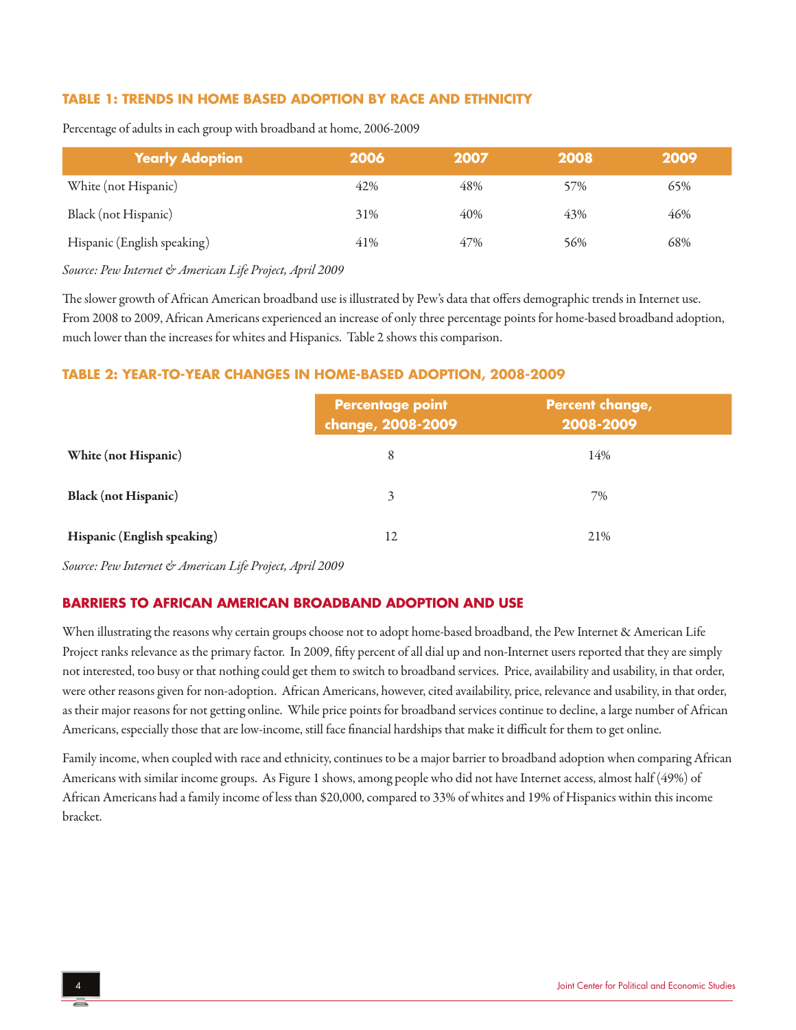### TABLE 1: TRENDS IN HOME BASED ADOPTION BY RACE AND ETHNICITY

Percentage of adults in each group with broadband at home, 2006-2009

| Yearly Adoption | 2006 | 2007 | 2008 | 2009 |
|---|---|---|---|---|
| White (not Hispanic) | 42% | 48% | 57% | 65% |
| Black (not Hispanic) | 31% | 40% | 43% | 46% |
| Hispanic (English speaking) | 41% | 47% | 56% | 68% |

*Source: Pew Internet & American Life Project, April 2009*

The slower growth of African American broadband use is illustrated by Pew's data that offers demographic trends in Internet use. From 2008 to 2009, African Americans experienced an increase of only three percentage points for home-based broadband adoption, much lower than the increases for whites and Hispanics. Table 2 shows this comparison.

### TABLE 2: YEAR-TO-YEAR CHANGES IN HOME-BASED ADOPTION, 2008-2009

| | Percentage point change, 2008-2009 | Percent change, 2008-2009 |
|---|---|---|
| **White (not Hispanic)** | 8 | 14% |
| **Black (not Hispanic)** | 3 | 7% |
| **Hispanic (English speaking)** | 12 | 21% |

*Source: Pew Internet & American Life Project, April 2009*

## BARRIERS TO AFRICAN AMERICAN BROADBAND ADOPTION AND USE

When illustrating the reasons why certain groups choose not to adopt home-based broadband, the Pew Internet & American Life Project ranks relevance as the primary factor. In 2009, fifty percent of all dial up and non-Internet users reported that they are simply not interested, too busy or that nothing could get them to switch to broadband services. Price, availability and usability, in that order, were other reasons given for non-adoption. African Americans, however, cited availability, price, relevance and usability, in that order, as their major reasons for not getting online. While price points for broadband services continue to decline, a large number of African Americans, especially those that are low-income, still face financial hardships that make it difficult for them to get online.

Family income, when coupled with race and ethnicity, continues to be a major barrier to broadband adoption when comparing African Americans with similar income groups. As Figure 1 shows, among people who did not have Internet access, almost half (49%) of African Americans had a family income of less than $20,000, compared to 33% of whites and 19% of Hispanics within this income bracket.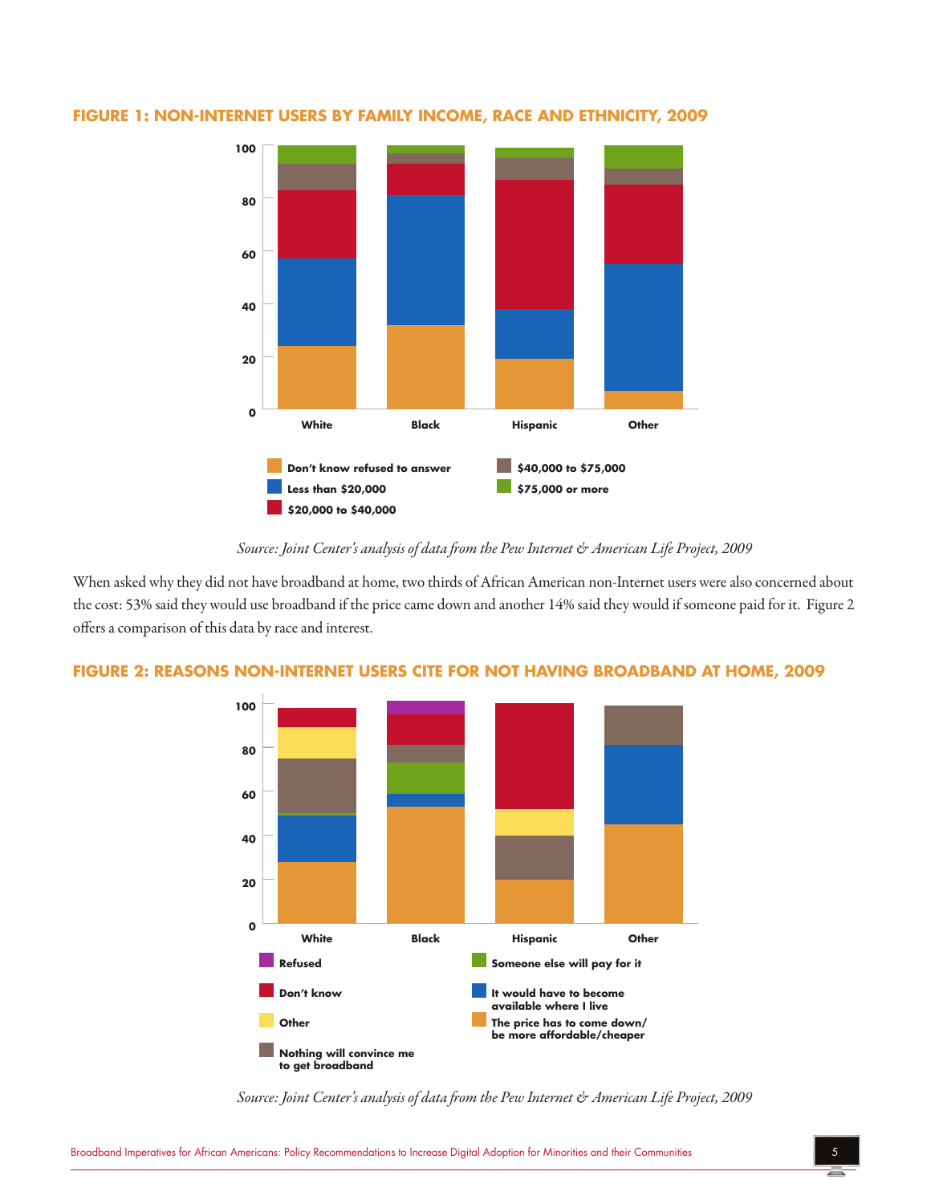**FIGURE 1: NON-INTERNET USERS BY FAMILY INCOME, RACE AND ETHNICITY, 2009**

*Source: Joint Center's analysis of data from the Pew Internet & American Life Project, 2009*

When asked why they did not have broadband at home, two thirds of African American non-Internet users were also concerned about the cost: 53% said they would use broadband if the price came down and another 14% said they would if someone paid for it. Figure 2 offers a comparison of this data by race and interest.

**FIGURE 2: REASONS NON-INTERNET USERS CITE FOR NOT HAVING BROADBAND AT HOME, 2009**

*Source: Joint Center's analysis of data from the Pew Internet & American Life Project, 2009*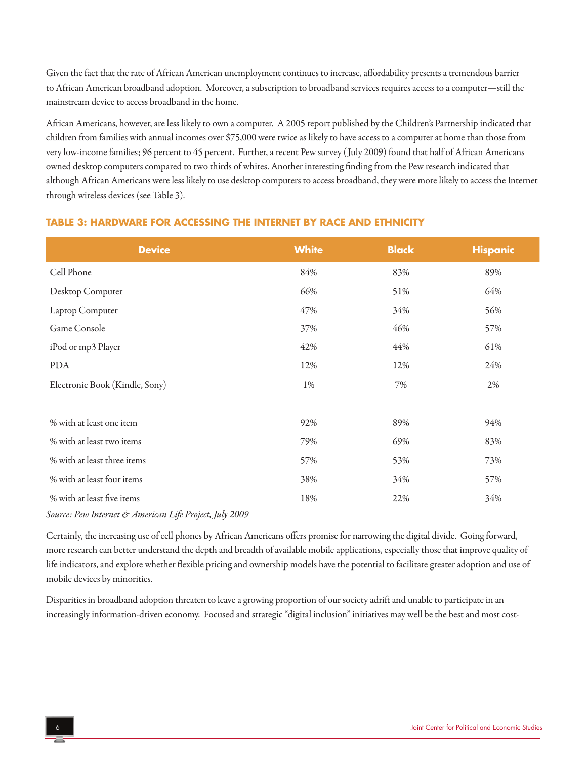Given the fact that the rate of African American unemployment continues to increase, affordability presents a tremendous barrier to African American broadband adoption. Moreover, a subscription to broadband services requires access to a computer—still the mainstream device to access broadband in the home.

African Americans, however, are less likely to own a computer. A 2005 report published by the Children's Partnership indicated that children from families with annual incomes over $75,000 were twice as likely to have access to a computer at home than those from very low-income families; 96 percent to 45 percent. Further, a recent Pew survey (July 2009) found that half of African Americans owned desktop computers compared to two thirds of whites. Another interesting finding from the Pew research indicated that although African Americans were less likely to use desktop computers to access broadband, they were more likely to access the Internet through wireless devices (see Table 3).

### TABLE 3: HARDWARE FOR ACCESSING THE INTERNET BY RACE AND ETHNICITY

| Device | White | Black | Hispanic |
|---|---|---|---|
| Cell Phone | 84% | 83% | 89% |
| Desktop Computer | 66% | 51% | 64% |
| Laptop Computer | 47% | 34% | 56% |
| Game Console | 37% | 46% | 57% |
| iPod or mp3 Player | 42% | 44% | 61% |
| PDA | 12% | 12% | 24% |
| Electronic Book (Kindle, Sony) | 1% | 7% | 2% |
| | | | |
| % with at least one item | 92% | 89% | 94% |
| % with at least two items | 79% | 69% | 83% |
| % with at least three items | 57% | 53% | 73% |
| % with at least four items | 38% | 34% | 57% |
| % with at least five items | 18% | 22% | 34% |

*Source: Pew Internet & American Life Project, July 2009*

Certainly, the increasing use of cell phones by African Americans offers promise for narrowing the digital divide. Going forward, more research can better understand the depth and breadth of available mobile applications, especially those that improve quality of life indicators, and explore whether flexible pricing and ownership models have the potential to facilitate greater adoption and use of mobile devices by minorities.

Disparities in broadband adoption threaten to leave a growing proportion of our society adrift and unable to participate in an increasingly information-driven economy. Focused and strategic "digital inclusion" initiatives may well be the best and most cost-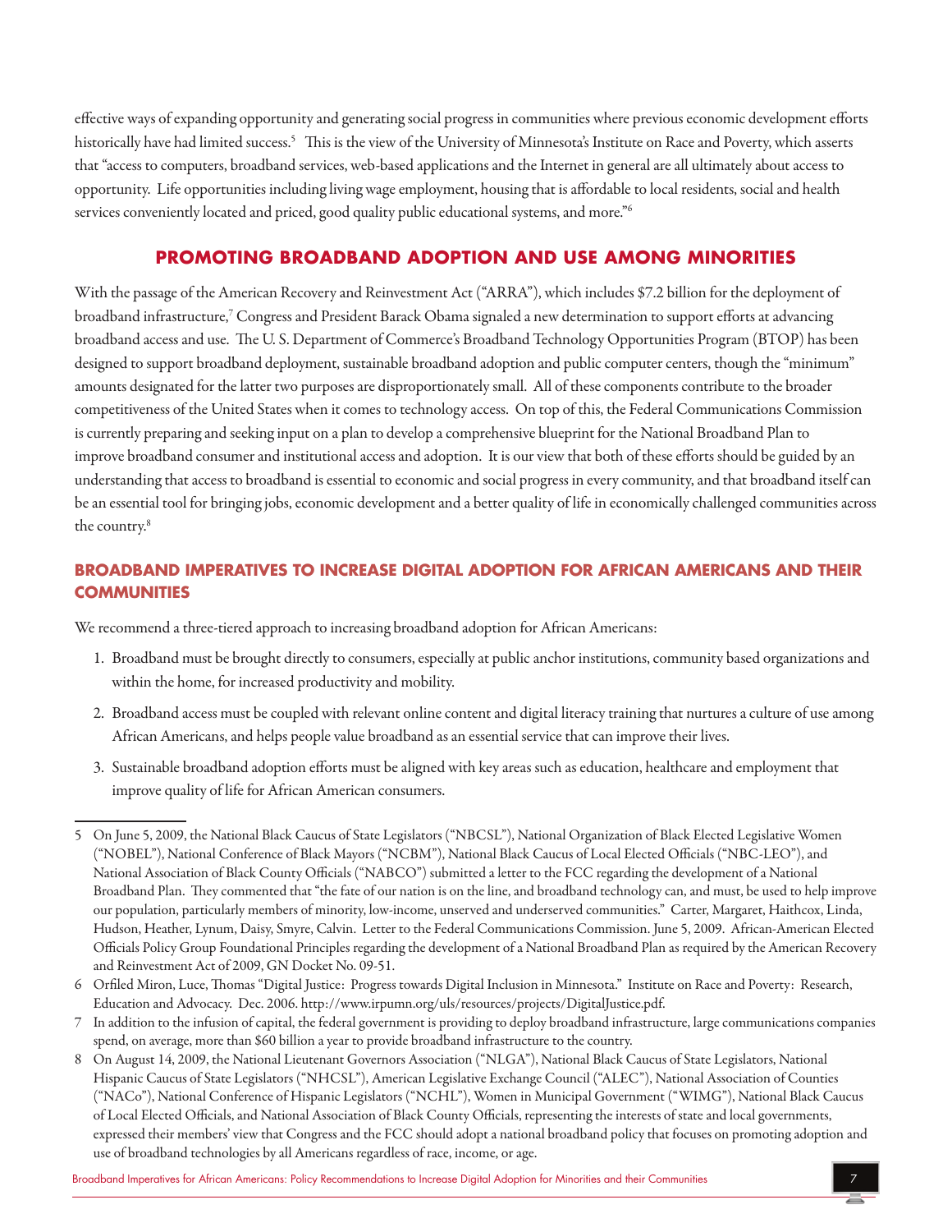effective ways of expanding opportunity and generating social progress in communities where previous economic development efforts historically have had limited success.[5] This is the view of the University of Minnesota's Institute on Race and Poverty, which asserts that "access to computers, broadband services, web-based applications and the Internet in general are all ultimately about access to opportunity. Life opportunities including living wage employment, housing that is affordable to local residents, social and health services conveniently located and priced, good quality public educational systems, and more."[6]

## PROMOTING BROADBAND ADOPTION AND USE AMONG MINORITIES

With the passage of the American Recovery and Reinvestment Act ("ARRA"), which includes $7.2 billion for the deployment of broadband infrastructure,[7] Congress and President Barack Obama signaled a new determination to support efforts at advancing broadband access and use. The U. S. Department of Commerce's Broadband Technology Opportunities Program (BTOP) has been designed to support broadband deployment, sustainable broadband adoption and public computer centers, though the "minimum" amounts designated for the latter two purposes are disproportionately small. All of these components contribute to the broader competitiveness of the United States when it comes to technology access. On top of this, the Federal Communications Commission is currently preparing and seeking input on a plan to develop a comprehensive blueprint for the National Broadband Plan to improve broadband consumer and institutional access and adoption. It is our view that both of these efforts should be guided by an understanding that access to broadband is essential to economic and social progress in every community, and that broadband itself can be an essential tool for bringing jobs, economic development and a better quality of life in economically challenged communities across the country.[8]

### BROADBAND IMPERATIVES TO INCREASE DIGITAL ADOPTION FOR AFRICAN AMERICANS AND THEIR COMMUNITIES

We recommend a three-tiered approach to increasing broadband adoption for African Americans:

1. Broadband must be brought directly to consumers, especially at public anchor institutions, community based organizations and within the home, for increased productivity and mobility.
2. Broadband access must be coupled with relevant online content and digital literacy training that nurtures a culture of use among African Americans, and helps people value broadband as an essential service that can improve their lives.
3. Sustainable broadband adoption efforts must be aligned with key areas such as education, healthcare and employment that improve quality of life for African American consumers.

---

5 On June 5, 2009, the National Black Caucus of State Legislators ("NBCSL"), National Organization of Black Elected Legislative Women ("NOBEL"), National Conference of Black Mayors ("NCBM"), National Black Caucus of Local Elected Officials ("NBC-LEO"), and National Association of Black County Officials ("NABCO") submitted a letter to the FCC regarding the development of a National Broadband Plan. They commented that "the fate of our nation is on the line, and broadband technology can, and must, be used to help improve our population, particularly members of minority, low-income, unserved and underserved communities." Carter, Margaret, Haithcox, Linda, Hudson, Heather, Lynum, Daisy, Smyre, Calvin. Letter to the Federal Communications Commission. June 5, 2009. African-American Elected Officials Policy Group Foundational Principles regarding the development of a National Broadband Plan as required by the American Recovery and Reinvestment Act of 2009, GN Docket No. 09-51.

6 Orfiled Miron, Luce, Thomas "Digital Justice: Progress towards Digital Inclusion in Minnesota." Institute on Race and Poverty: Research, Education and Advocacy. Dec. 2006. http://www.irpumn.org/uls/resources/projects/DigitalJustice.pdf.

7 In addition to the infusion of capital, the federal government is providing to deploy broadband infrastructure, large communications companies spend, on average, more than $60 billion a year to provide broadband infrastructure to the country.

8 On August 14, 2009, the National Lieutenant Governors Association ("NLGA"), National Black Caucus of State Legislators, National Hispanic Caucus of State Legislators ("NHCSL"), American Legislative Exchange Council ("ALEC"), National Association of Counties ("NACo"), National Conference of Hispanic Legislators ("NCHL"), Women in Municipal Government ("WIMG"), National Black Caucus of Local Elected Officials, and National Association of Black County Officials, representing the interests of state and local governments, expressed their members' view that Congress and the FCC should adopt a national broadband policy that focuses on promoting adoption and use of broadband technologies by all Americans regardless of race, income, or age.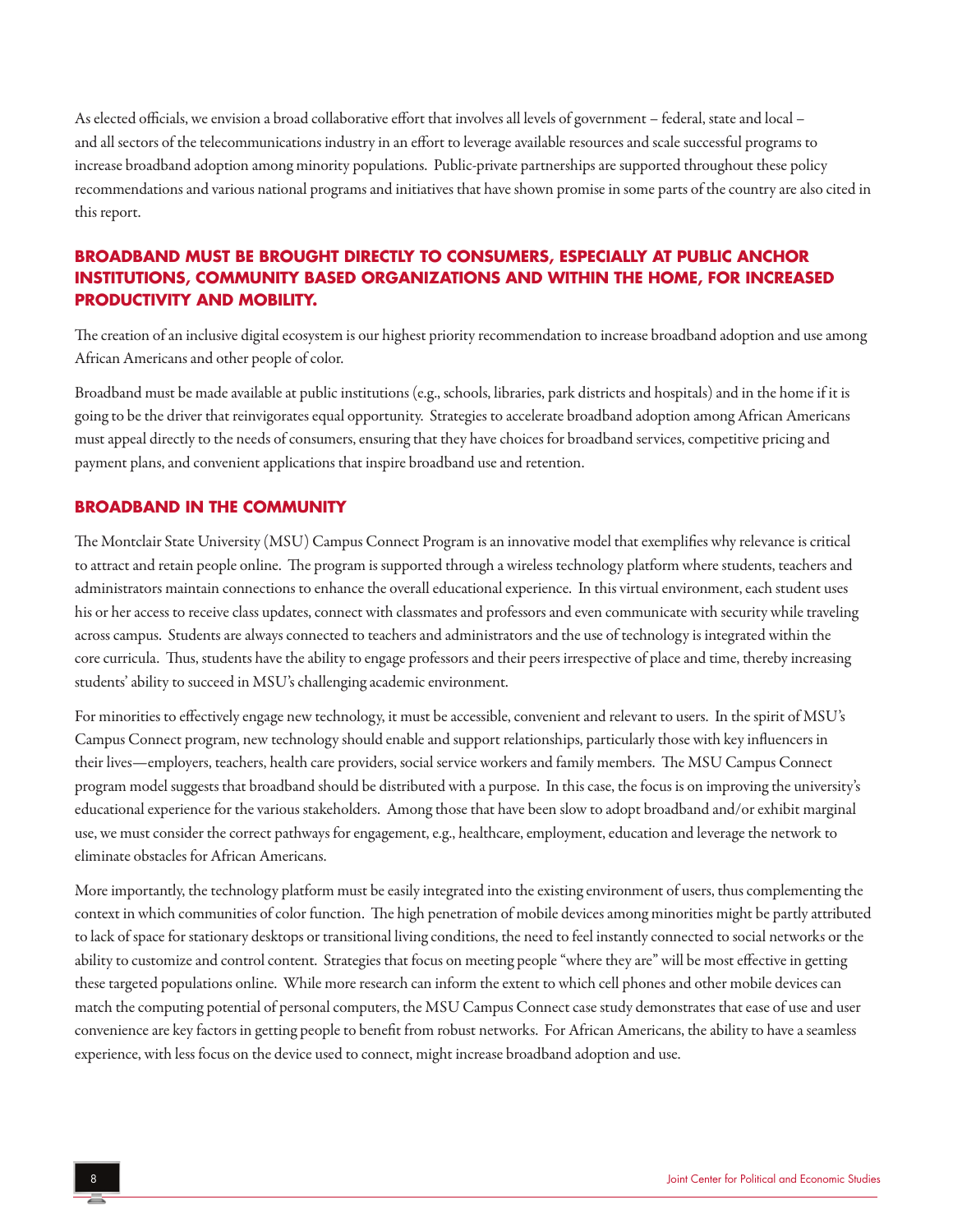As elected officials, we envision a broad collaborative effort that involves all levels of government – federal, state and local – and all sectors of the telecommunications industry in an effort to leverage available resources and scale successful programs to increase broadband adoption among minority populations. Public-private partnerships are supported throughout these policy recommendations and various national programs and initiatives that have shown promise in some parts of the country are also cited in this report.

## BROADBAND MUST BE BROUGHT DIRECTLY TO CONSUMERS, ESPECIALLY AT PUBLIC ANCHOR INSTITUTIONS, COMMUNITY BASED ORGANIZATIONS AND WITHIN THE HOME, FOR INCREASED PRODUCTIVITY AND MOBILITY.

The creation of an inclusive digital ecosystem is our highest priority recommendation to increase broadband adoption and use among African Americans and other people of color.

Broadband must be made available at public institutions (e.g., schools, libraries, park districts and hospitals) and in the home if it is going to be the driver that reinvigorates equal opportunity. Strategies to accelerate broadband adoption among African Americans must appeal directly to the needs of consumers, ensuring that they have choices for broadband services, competitive pricing and payment plans, and convenient applications that inspire broadband use and retention.

### BROADBAND IN THE COMMUNITY

The Montclair State University (MSU) Campus Connect Program is an innovative model that exemplifies why relevance is critical to attract and retain people online. The program is supported through a wireless technology platform where students, teachers and administrators maintain connections to enhance the overall educational experience. In this virtual environment, each student uses his or her access to receive class updates, connect with classmates and professors and even communicate with security while traveling across campus. Students are always connected to teachers and administrators and the use of technology is integrated within the core curricula. Thus, students have the ability to engage professors and their peers irrespective of place and time, thereby increasing students' ability to succeed in MSU's challenging academic environment.

For minorities to effectively engage new technology, it must be accessible, convenient and relevant to users. In the spirit of MSU's Campus Connect program, new technology should enable and support relationships, particularly those with key influencers in their lives—employers, teachers, health care providers, social service workers and family members. The MSU Campus Connect program model suggests that broadband should be distributed with a purpose. In this case, the focus is on improving the university's educational experience for the various stakeholders. Among those that have been slow to adopt broadband and/or exhibit marginal use, we must consider the correct pathways for engagement, e.g., healthcare, employment, education and leverage the network to eliminate obstacles for African Americans.

More importantly, the technology platform must be easily integrated into the existing environment of users, thus complementing the context in which communities of color function. The high penetration of mobile devices among minorities might be partly attributed to lack of space for stationary desktops or transitional living conditions, the need to feel instantly connected to social networks or the ability to customize and control content. Strategies that focus on meeting people "where they are" will be most effective in getting these targeted populations online. While more research can inform the extent to which cell phones and other mobile devices can match the computing potential of personal computers, the MSU Campus Connect case study demonstrates that ease of use and user convenience are key factors in getting people to benefit from robust networks. For African Americans, the ability to have a seamless experience, with less focus on the device used to connect, might increase broadband adoption and use.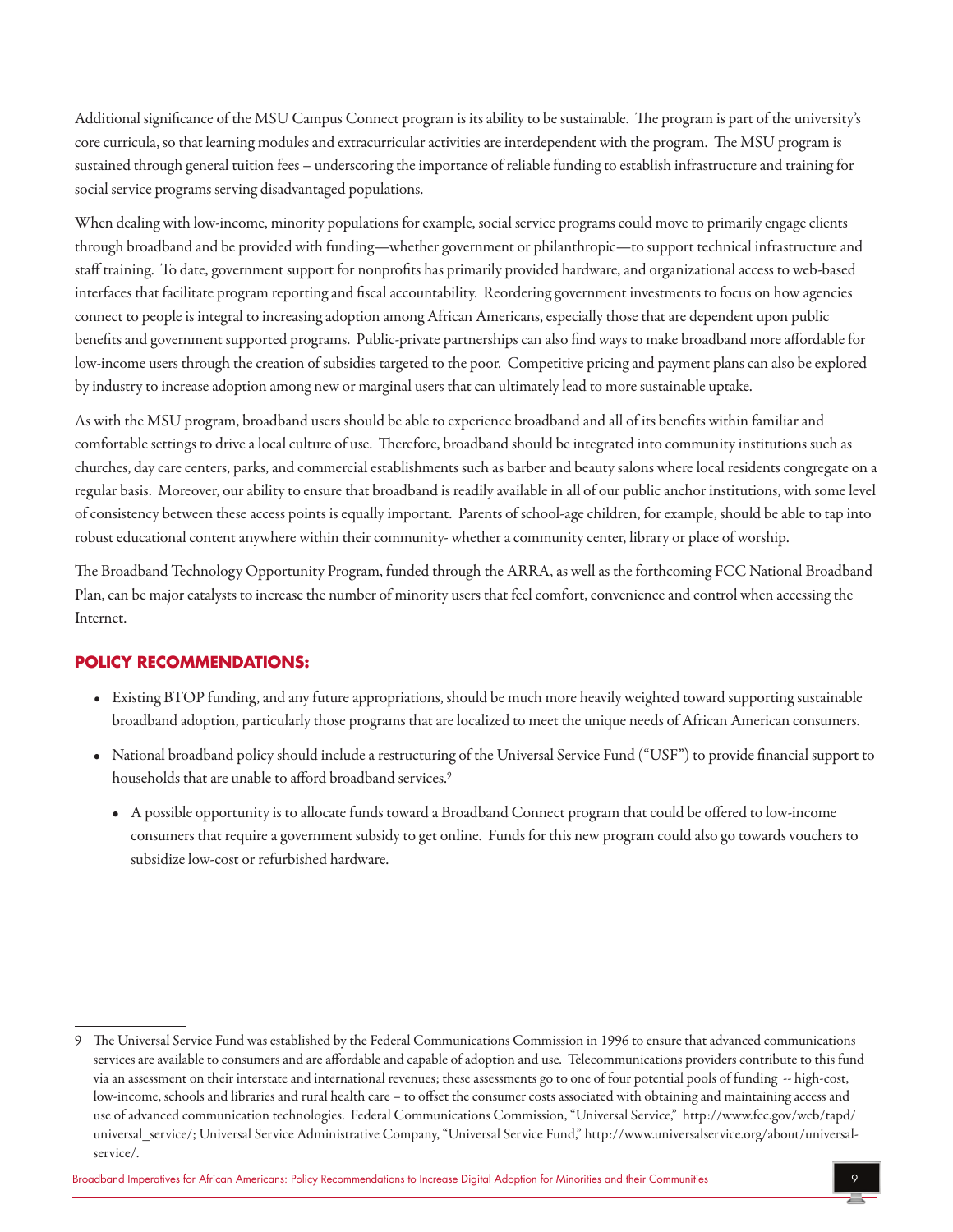Additional significance of the MSU Campus Connect program is its ability to be sustainable. The program is part of the university's core curricula, so that learning modules and extracurricular activities are interdependent with the program. The MSU program is sustained through general tuition fees – underscoring the importance of reliable funding to establish infrastructure and training for social service programs serving disadvantaged populations.

When dealing with low-income, minority populations for example, social service programs could move to primarily engage clients through broadband and be provided with funding—whether government or philanthropic—to support technical infrastructure and staff training. To date, government support for nonprofits has primarily provided hardware, and organizational access to web-based interfaces that facilitate program reporting and fiscal accountability. Reordering government investments to focus on how agencies connect to people is integral to increasing adoption among African Americans, especially those that are dependent upon public benefits and government supported programs. Public-private partnerships can also find ways to make broadband more affordable for low-income users through the creation of subsidies targeted to the poor. Competitive pricing and payment plans can also be explored by industry to increase adoption among new or marginal users that can ultimately lead to more sustainable uptake.

As with the MSU program, broadband users should be able to experience broadband and all of its benefits within familiar and comfortable settings to drive a local culture of use. Therefore, broadband should be integrated into community institutions such as churches, day care centers, parks, and commercial establishments such as barber and beauty salons where local residents congregate on a regular basis. Moreover, our ability to ensure that broadband is readily available in all of our public anchor institutions, with some level of consistency between these access points is equally important. Parents of school-age children, for example, should be able to tap into robust educational content anywhere within their community- whether a community center, library or place of worship.

The Broadband Technology Opportunity Program, funded through the ARRA, as well as the forthcoming FCC National Broadband Plan, can be major catalysts to increase the number of minority users that feel comfort, convenience and control when accessing the Internet.

## POLICY RECOMMENDATIONS:

- Existing BTOP funding, and any future appropriations, should be much more heavily weighted toward supporting sustainable broadband adoption, particularly those programs that are localized to meet the unique needs of African American consumers.
- National broadband policy should include a restructuring of the Universal Service Fund ("USF") to provide financial support to households that are unable to afford broadband services.[9]
  - A possible opportunity is to allocate funds toward a Broadband Connect program that could be offered to low-income consumers that require a government subsidy to get online. Funds for this new program could also go towards vouchers to subsidize low-cost or refurbished hardware.

---

9 The Universal Service Fund was established by the Federal Communications Commission in 1996 to ensure that advanced communications services are available to consumers and are affordable and capable of adoption and use. Telecommunications providers contribute to this fund via an assessment on their interstate and international revenues; these assessments go to one of four potential pools of funding -- high-cost, low-income, schools and libraries and rural health care – to offset the consumer costs associated with obtaining and maintaining access and use of advanced communication technologies. Federal Communications Commission, "Universal Service," http://www.fcc.gov/wcb/tapd/universal_service/; Universal Service Administrative Company, "Universal Service Fund," http://www.universalservice.org/about/universal-service/.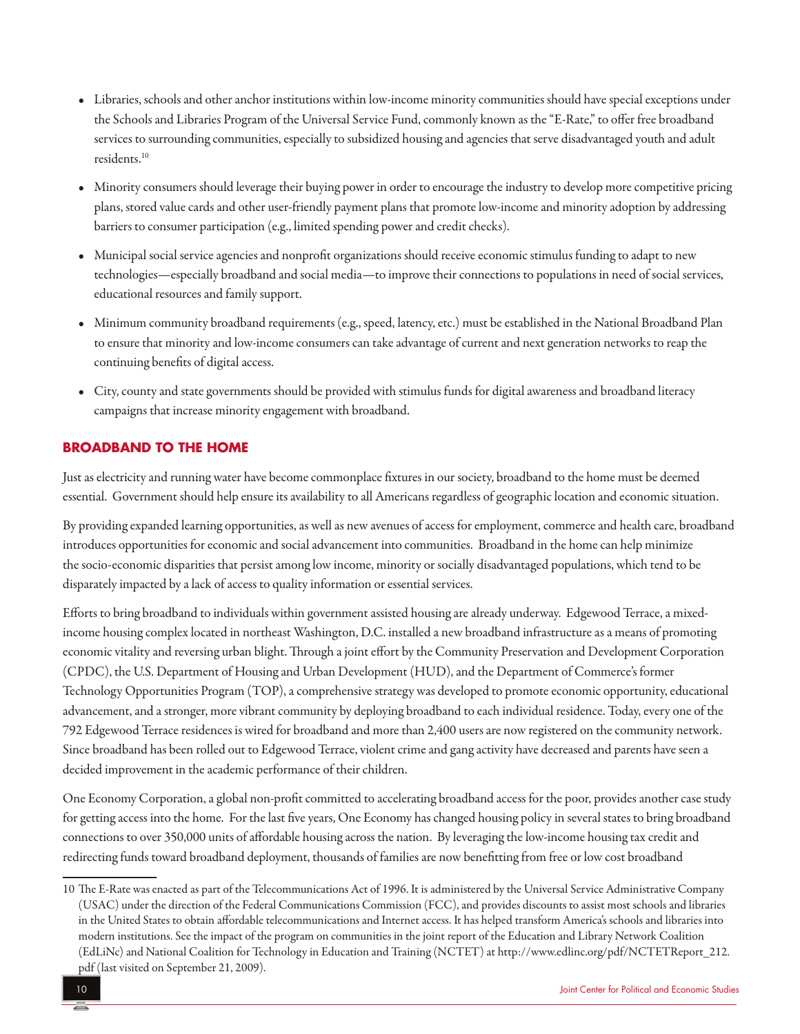- Libraries, schools and other anchor institutions within low-income minority communities should have special exceptions under the Schools and Libraries Program of the Universal Service Fund, commonly known as the "E-Rate," to offer free broadband services to surrounding communities, especially to subsidized housing and agencies that serve disadvantaged youth and adult residents.[10]

- Minority consumers should leverage their buying power in order to encourage the industry to develop more competitive pricing plans, stored value cards and other user-friendly payment plans that promote low-income and minority adoption by addressing barriers to consumer participation (e.g., limited spending power and credit checks).

- Municipal social service agencies and nonprofit organizations should receive economic stimulus funding to adapt to new technologies—especially broadband and social media—to improve their connections to populations in need of social services, educational resources and family support.

- Minimum community broadband requirements (e.g., speed, latency, etc.) must be established in the National Broadband Plan to ensure that minority and low-income consumers can take advantage of current and next generation networks to reap the continuing benefits of digital access.

- City, county and state governments should be provided with stimulus funds for digital awareness and broadband literacy campaigns that increase minority engagement with broadband.

## BROADBAND TO THE HOME

Just as electricity and running water have become commonplace fixtures in our society, broadband to the home must be deemed essential. Government should help ensure its availability to all Americans regardless of geographic location and economic situation.

By providing expanded learning opportunities, as well as new avenues of access for employment, commerce and health care, broadband introduces opportunities for economic and social advancement into communities. Broadband in the home can help minimize the socio-economic disparities that persist among low income, minority or socially disadvantaged populations, which tend to be disparately impacted by a lack of access to quality information or essential services.

Efforts to bring broadband to individuals within government assisted housing are already underway. Edgewood Terrace, a mixed-income housing complex located in northeast Washington, D.C. installed a new broadband infrastructure as a means of promoting economic vitality and reversing urban blight. Through a joint effort by the Community Preservation and Development Corporation (CPDC), the U.S. Department of Housing and Urban Development (HUD), and the Department of Commerce's former Technology Opportunities Program (TOP), a comprehensive strategy was developed to promote economic opportunity, educational advancement, and a stronger, more vibrant community by deploying broadband to each individual residence. Today, every one of the 792 Edgewood Terrace residences is wired for broadband and more than 2,400 users are now registered on the community network. Since broadband has been rolled out to Edgewood Terrace, violent crime and gang activity have decreased and parents have seen a decided improvement in the academic performance of their children.

One Economy Corporation, a global non-profit committed to accelerating broadband access for the poor, provides another case study for getting access into the home. For the last five years, One Economy has changed housing policy in several states to bring broadband connections to over 350,000 units of affordable housing across the nation. By leveraging the low-income housing tax credit and redirecting funds toward broadband deployment, thousands of families are now benefitting from free or low cost broadband

---

10 The E-Rate was enacted as part of the Telecommunications Act of 1996. It is administered by the Universal Service Administrative Company (USAC) under the direction of the Federal Communications Commission (FCC), and provides discounts to assist most schools and libraries in the United States to obtain affordable telecommunications and Internet access. It has helped transform America's schools and libraries into modern institutions. See the impact of the program on communities in the joint report of the Education and Library Network Coalition (EdLiNc) and National Coalition for Technology in Education and Training (NCTET) at http://www.edlinc.org/pdf/NCTETReport_212.pdf (last visited on September 21, 2009).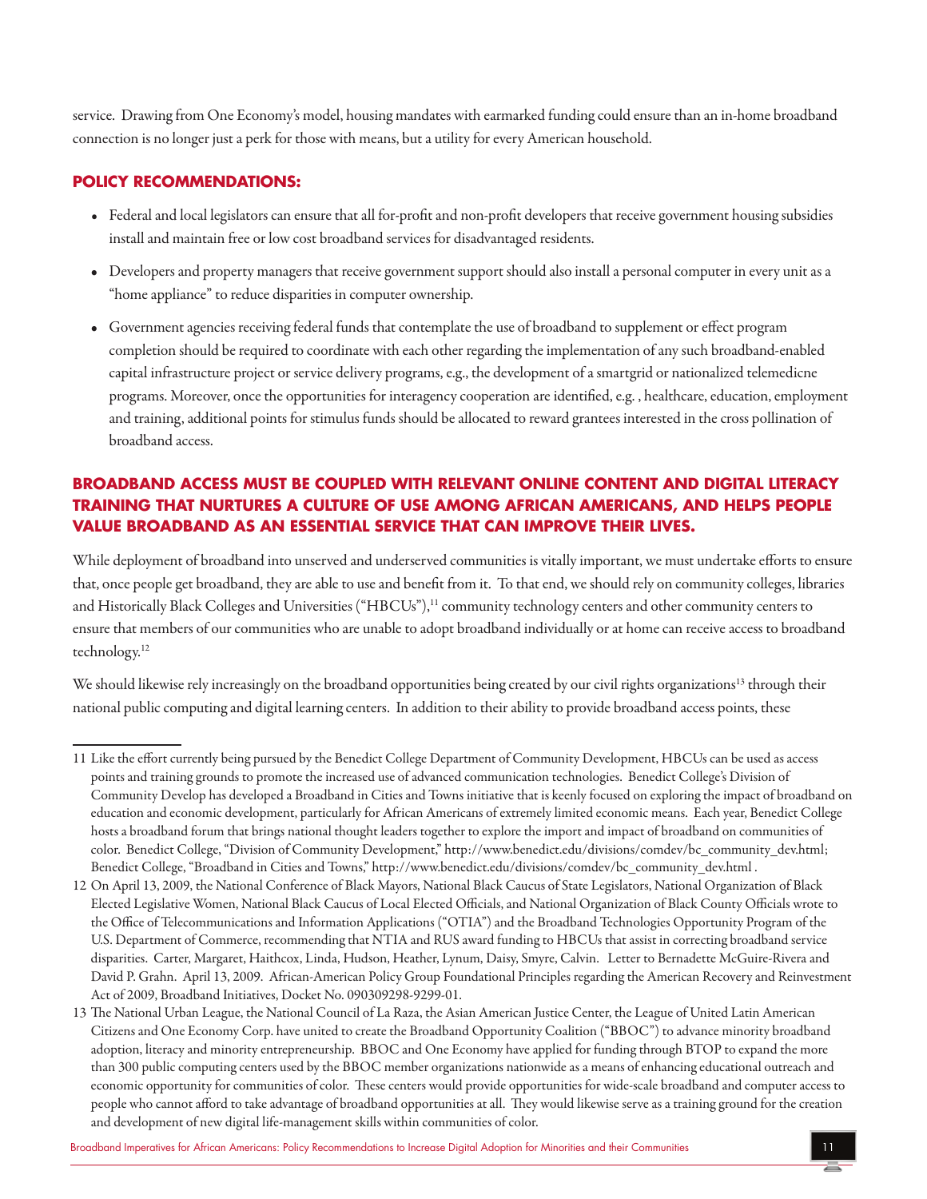service. Drawing from One Economy's model, housing mandates with earmarked funding could ensure than an in-home broadband connection is no longer just a perk for those with means, but a utility for every American household.

### POLICY RECOMMENDATIONS:

- Federal and local legislators can ensure that all for-profit and non-profit developers that receive government housing subsidies install and maintain free or low cost broadband services for disadvantaged residents.
- Developers and property managers that receive government support should also install a personal computer in every unit as a "home appliance" to reduce disparities in computer ownership.
- Government agencies receiving federal funds that contemplate the use of broadband to supplement or effect program completion should be required to coordinate with each other regarding the implementation of any such broadband-enabled capital infrastructure project or service delivery programs, e.g., the development of a smartgrid or nationalized telemedicne programs. Moreover, once the opportunities for interagency cooperation are identified, e.g. , healthcare, education, employment and training, additional points for stimulus funds should be allocated to reward grantees interested in the cross pollination of broadband access.

### BROADBAND ACCESS MUST BE COUPLED WITH RELEVANT ONLINE CONTENT AND DIGITAL LITERACY TRAINING THAT NURTURES A CULTURE OF USE AMONG AFRICAN AMERICANS, AND HELPS PEOPLE VALUE BROADBAND AS AN ESSENTIAL SERVICE THAT CAN IMPROVE THEIR LIVES.

While deployment of broadband into unserved and underserved communities is vitally important, we must undertake efforts to ensure that, once people get broadband, they are able to use and benefit from it. To that end, we should rely on community colleges, libraries and Historically Black Colleges and Universities ("HBCUs"),[11] community technology centers and other community centers to ensure that members of our communities who are unable to adopt broadband individually or at home can receive access to broadband technology.[12]

We should likewise rely increasingly on the broadband opportunities being created by our civil rights organizations[13] through their national public computing and digital learning centers. In addition to their ability to provide broadband access points, these

---

11 Like the effort currently being pursued by the Benedict College Department of Community Development, HBCUs can be used as access points and training grounds to promote the increased use of advanced communication technologies. Benedict College's Division of Community Develop has developed a Broadband in Cities and Towns initiative that is keenly focused on exploring the impact of broadband on education and economic development, particularly for African Americans of extremely limited economic means. Each year, Benedict College hosts a broadband forum that brings national thought leaders together to explore the import and impact of broadband on communities of color. Benedict College, "Division of Community Development," http://www.benedict.edu/divisions/comdev/bc_community_dev.html; Benedict College, "Broadband in Cities and Towns," http://www.benedict.edu/divisions/comdev/bc_community_dev.html .

12 On April 13, 2009, the National Conference of Black Mayors, National Black Caucus of State Legislators, National Organization of Black Elected Legislative Women, National Black Caucus of Local Elected Officials, and National Organization of Black County Officials wrote to the Office of Telecommunications and Information Applications ("OTIA") and the Broadband Technologies Opportunity Program of the U.S. Department of Commerce, recommending that NTIA and RUS award funding to HBCUs that assist in correcting broadband service disparities. Carter, Margaret, Haithcox, Linda, Hudson, Heather, Lynum, Daisy, Smyre, Calvin. Letter to Bernadette McGuire-Rivera and David P. Grahn. April 13, 2009. African-American Policy Group Foundational Principles regarding the American Recovery and Reinvestment Act of 2009, Broadband Initiatives, Docket No. 090309298-9299-01.

13 The National Urban League, the National Council of La Raza, the Asian American Justice Center, the League of United Latin American Citizens and One Economy Corp. have united to create the Broadband Opportunity Coalition ("BBOC") to advance minority broadband adoption, literacy and minority entrepreneurship. BBOC and One Economy have applied for funding through BTOP to expand the more than 300 public computing centers used by the BBOC member organizations nationwide as a means of enhancing educational outreach and economic opportunity for communities of color. These centers would provide opportunities for wide-scale broadband and computer access to people who cannot afford to take advantage of broadband opportunities at all. They would likewise serve as a training ground for the creation and development of new digital life-management skills within communities of color.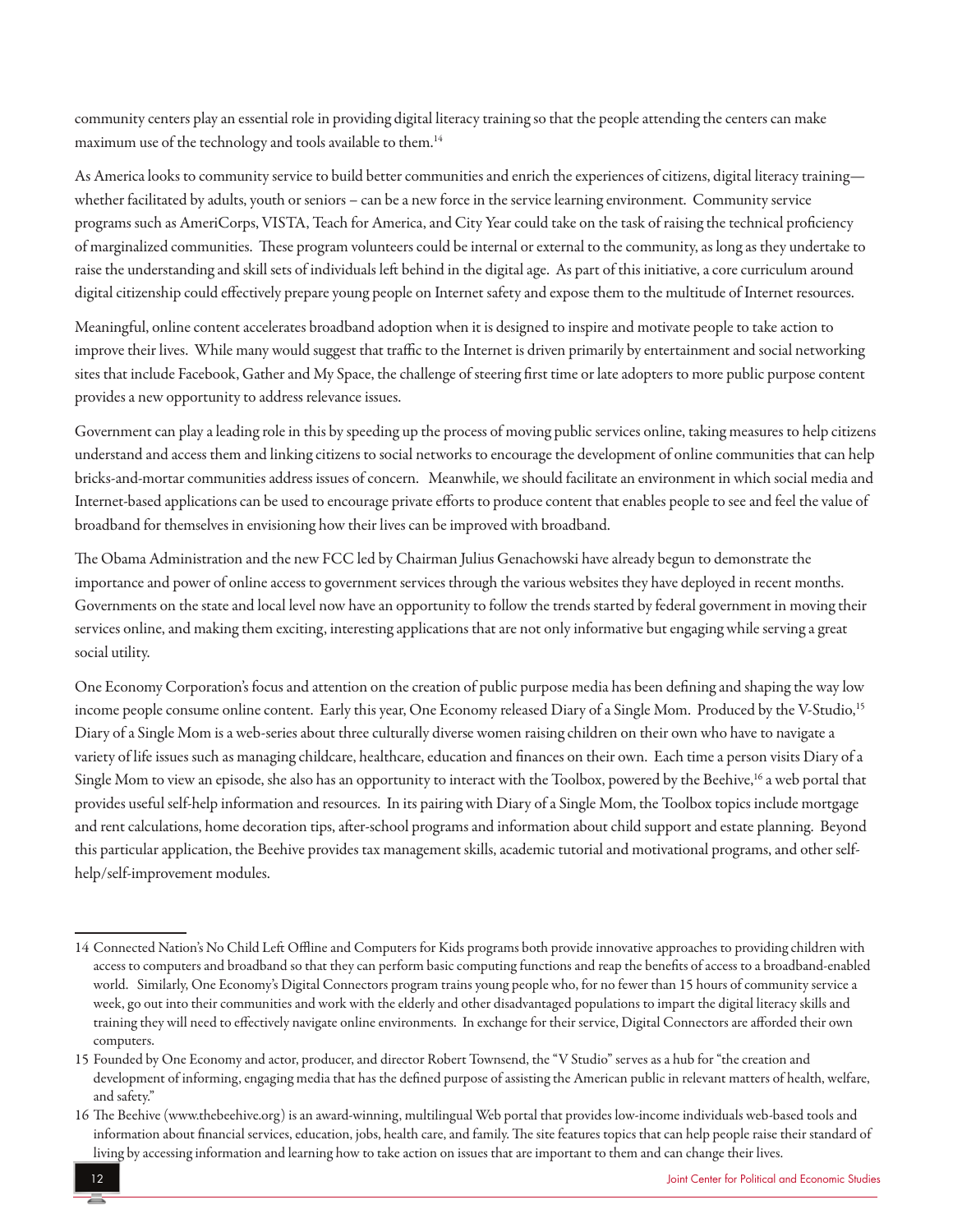community centers play an essential role in providing digital literacy training so that the people attending the centers can make maximum use of the technology and tools available to them.[14]

As America looks to community service to build better communities and enrich the experiences of citizens, digital literacy training—whether facilitated by adults, youth or seniors – can be a new force in the service learning environment. Community service programs such as AmeriCorps, VISTA, Teach for America, and City Year could take on the task of raising the technical proficiency of marginalized communities. These program volunteers could be internal or external to the community, as long as they undertake to raise the understanding and skill sets of individuals left behind in the digital age. As part of this initiative, a core curriculum around digital citizenship could effectively prepare young people on Internet safety and expose them to the multitude of Internet resources.

Meaningful, online content accelerates broadband adoption when it is designed to inspire and motivate people to take action to improve their lives. While many would suggest that traffic to the Internet is driven primarily by entertainment and social networking sites that include Facebook, Gather and My Space, the challenge of steering first time or late adopters to more public purpose content provides a new opportunity to address relevance issues.

Government can play a leading role in this by speeding up the process of moving public services online, taking measures to help citizens understand and access them and linking citizens to social networks to encourage the development of online communities that can help bricks-and-mortar communities address issues of concern. Meanwhile, we should facilitate an environment in which social media and Internet-based applications can be used to encourage private efforts to produce content that enables people to see and feel the value of broadband for themselves in envisioning how their lives can be improved with broadband.

The Obama Administration and the new FCC led by Chairman Julius Genachowski have already begun to demonstrate the importance and power of online access to government services through the various websites they have deployed in recent months. Governments on the state and local level now have an opportunity to follow the trends started by federal government in moving their services online, and making them exciting, interesting applications that are not only informative but engaging while serving a great social utility.

One Economy Corporation's focus and attention on the creation of public purpose media has been defining and shaping the way low income people consume online content. Early this year, One Economy released Diary of a Single Mom. Produced by the V-Studio,[15] Diary of a Single Mom is a web-series about three culturally diverse women raising children on their own who have to navigate a variety of life issues such as managing childcare, healthcare, education and finances on their own. Each time a person visits Diary of a Single Mom to view an episode, she also has an opportunity to interact with the Toolbox, powered by the Beehive,[16] a web portal that provides useful self-help information and resources. In its pairing with Diary of a Single Mom, the Toolbox topics include mortgage and rent calculations, home decoration tips, after-school programs and information about child support and estate planning. Beyond this particular application, the Beehive provides tax management skills, academic tutorial and motivational programs, and other self-help/self-improvement modules.

---

14 Connected Nation's No Child Left Offline and Computers for Kids programs both provide innovative approaches to providing children with access to computers and broadband so that they can perform basic computing functions and reap the benefits of access to a broadband-enabled world. Similarly, One Economy's Digital Connectors program trains young people who, for no fewer than 15 hours of community service a week, go out into their communities and work with the elderly and other disadvantaged populations to impart the digital literacy skills and training they will need to effectively navigate online environments. In exchange for their service, Digital Connectors are afforded their own computers.

15 Founded by One Economy and actor, producer, and director Robert Townsend, the "V Studio" serves as a hub for "the creation and development of informing, engaging media that has the defined purpose of assisting the American public in relevant matters of health, welfare, and safety."

16 The Beehive (www.thebeehive.org) is an award-winning, multilingual Web portal that provides low-income individuals web-based tools and information about financial services, education, jobs, health care, and family. The site features topics that can help people raise their standard of living by accessing information and learning how to take action on issues that are important to them and can change their lives.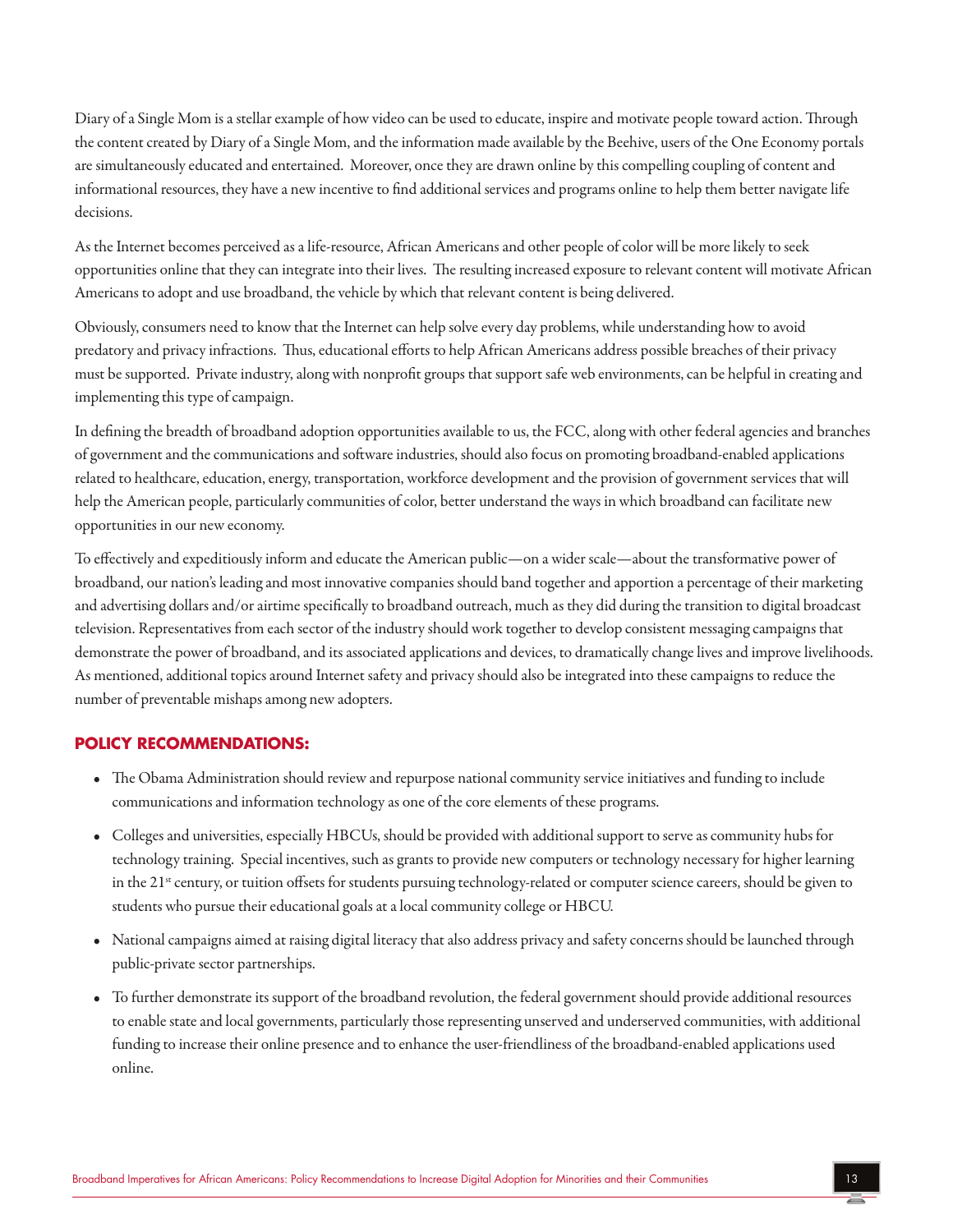Diary of a Single Mom is a stellar example of how video can be used to educate, inspire and motivate people toward action. Through the content created by Diary of a Single Mom, and the information made available by the Beehive, users of the One Economy portals are simultaneously educated and entertained. Moreover, once they are drawn online by this compelling coupling of content and informational resources, they have a new incentive to find additional services and programs online to help them better navigate life decisions.

As the Internet becomes perceived as a life-resource, African Americans and other people of color will be more likely to seek opportunities online that they can integrate into their lives. The resulting increased exposure to relevant content will motivate African Americans to adopt and use broadband, the vehicle by which that relevant content is being delivered.

Obviously, consumers need to know that the Internet can help solve every day problems, while understanding how to avoid predatory and privacy infractions. Thus, educational efforts to help African Americans address possible breaches of their privacy must be supported. Private industry, along with nonprofit groups that support safe web environments, can be helpful in creating and implementing this type of campaign.

In defining the breadth of broadband adoption opportunities available to us, the FCC, along with other federal agencies and branches of government and the communications and software industries, should also focus on promoting broadband-enabled applications related to healthcare, education, energy, transportation, workforce development and the provision of government services that will help the American people, particularly communities of color, better understand the ways in which broadband can facilitate new opportunities in our new economy.

To effectively and expeditiously inform and educate the American public—on a wider scale—about the transformative power of broadband, our nation's leading and most innovative companies should band together and apportion a percentage of their marketing and advertising dollars and/or airtime specifically to broadband outreach, much as they did during the transition to digital broadcast television. Representatives from each sector of the industry should work together to develop consistent messaging campaigns that demonstrate the power of broadband, and its associated applications and devices, to dramatically change lives and improve livelihoods. As mentioned, additional topics around Internet safety and privacy should also be integrated into these campaigns to reduce the number of preventable mishaps among new adopters.

### POLICY RECOMMENDATIONS:

- The Obama Administration should review and repurpose national community service initiatives and funding to include communications and information technology as one of the core elements of these programs.
- Colleges and universities, especially HBCUs, should be provided with additional support to serve as community hubs for technology training. Special incentives, such as grants to provide new computers or technology necessary for higher learning in the 21st century, or tuition offsets for students pursuing technology-related or computer science careers, should be given to students who pursue their educational goals at a local community college or HBCU.
- National campaigns aimed at raising digital literacy that also address privacy and safety concerns should be launched through public-private sector partnerships.
- To further demonstrate its support of the broadband revolution, the federal government should provide additional resources to enable state and local governments, particularly those representing unserved and underserved communities, with additional funding to increase their online presence and to enhance the user-friendliness of the broadband-enabled applications used online.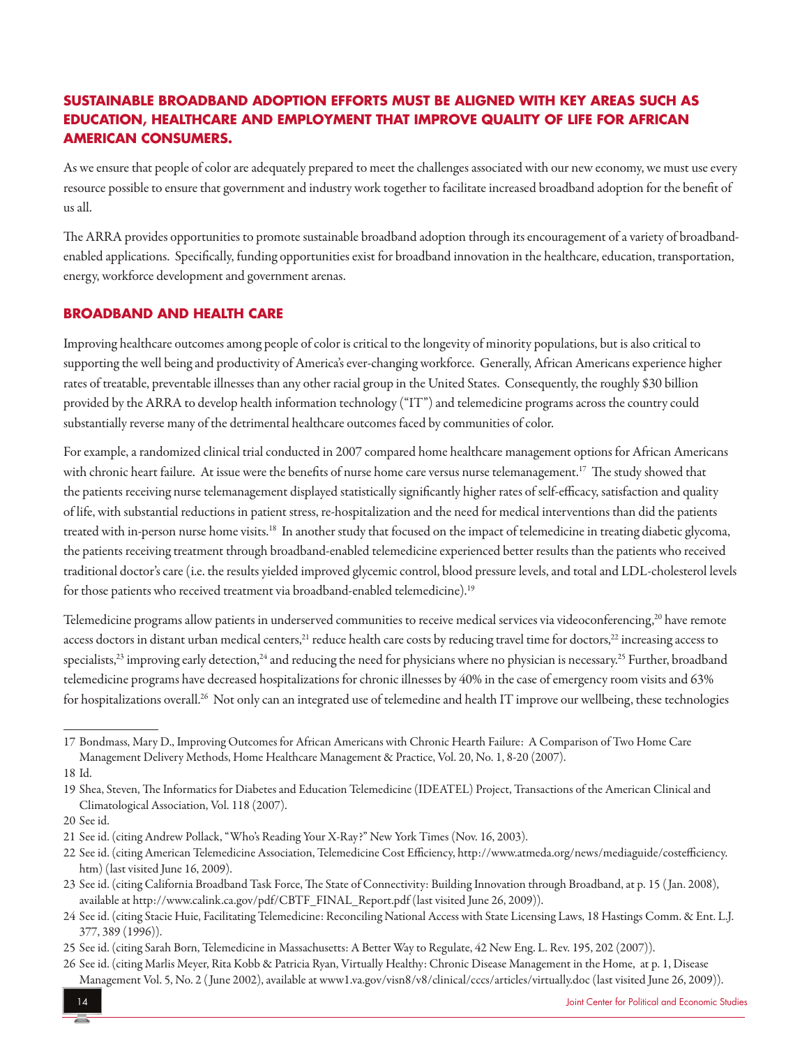## SUSTAINABLE BROADBAND ADOPTION EFFORTS MUST BE ALIGNED WITH KEY AREAS SUCH AS EDUCATION, HEALTHCARE AND EMPLOYMENT THAT IMPROVE QUALITY OF LIFE FOR AFRICAN AMERICAN CONSUMERS.

As we ensure that people of color are adequately prepared to meet the challenges associated with our new economy, we must use every resource possible to ensure that government and industry work together to facilitate increased broadband adoption for the benefit of us all.

The ARRA provides opportunities to promote sustainable broadband adoption through its encouragement of a variety of broadband-enabled applications. Specifically, funding opportunities exist for broadband innovation in the healthcare, education, transportation, energy, workforce development and government arenas.

## BROADBAND AND HEALTH CARE

Improving healthcare outcomes among people of color is critical to the longevity of minority populations, but is also critical to supporting the well being and productivity of America's ever-changing workforce. Generally, African Americans experience higher rates of treatable, preventable illnesses than any other racial group in the United States. Consequently, the roughly $30 billion provided by the ARRA to develop health information technology ("IT") and telemedicine programs across the country could substantially reverse many of the detrimental healthcare outcomes faced by communities of color.

For example, a randomized clinical trial conducted in 2007 compared home healthcare management options for African Americans with chronic heart failure. At issue were the benefits of nurse home care versus nurse telemanagement.[17] The study showed that the patients receiving nurse telemanagement displayed statistically significantly higher rates of self-efficacy, satisfaction and quality of life, with substantial reductions in patient stress, re-hospitalization and the need for medical interventions than did the patients treated with in-person nurse home visits.[18] In another study that focused on the impact of telemedicine in treating diabetic glycoma, the patients receiving treatment through broadband-enabled telemedicine experienced better results than the patients who received traditional doctor's care (i.e. the results yielded improved glycemic control, blood pressure levels, and total and LDL-cholesterol levels for those patients who received treatment via broadband-enabled telemedicine).[19]

Telemedicine programs allow patients in underserved communities to receive medical services via videoconferencing,[20] have remote access doctors in distant urban medical centers,[21] reduce health care costs by reducing travel time for doctors,[22] increasing access to specialists,[23] improving early detection,[24] and reducing the need for physicians where no physician is necessary.[25] Further, broadband telemedicine programs have decreased hospitalizations for chronic illnesses by 40% in the case of emergency room visits and 63% for hospitalizations overall.[26] Not only can an integrated use of telemedine and health IT improve our wellbeing, these technologies

---

17 Bondmass, Mary D., Improving Outcomes for African Americans with Chronic Hearth Failure: A Comparison of Two Home Care Management Delivery Methods, Home Healthcare Management & Practice, Vol. 20, No. 1, 8-20 (2007).

18 Id.

19 Shea, Steven, The Informatics for Diabetes and Education Telemedicine (IDEATEL) Project, Transactions of the American Clinical and Climatological Association, Vol. 118 (2007).

20 See id.

21 See id. (citing Andrew Pollack, "Who's Reading Your X-Ray?" New York Times (Nov. 16, 2003).

22 See id. (citing American Telemedicine Association, Telemedicine Cost Efficiency, http://www.atmeda.org/news/mediaguide/costefficiency.htm) (last visited June 16, 2009).

23 See id. (citing California Broadband Task Force, The State of Connectivity: Building Innovation through Broadband, at p. 15 (Jan. 2008), available at http://www.calink.ca.gov/pdf/CBTF_FINAL_Report.pdf (last visited June 26, 2009)).

24 See id. (citing Stacie Huie, Facilitating Telemedicine: Reconciling National Access with State Licensing Laws, 18 Hastings Comm. & Ent. L.J. 377, 389 (1996)).

25 See id. (citing Sarah Born, Telemedicine in Massachusetts: A Better Way to Regulate, 42 New Eng. L. Rev. 195, 202 (2007)).

26 See id. (citing Marlis Meyer, Rita Kobb & Patricia Ryan, Virtually Healthy: Chronic Disease Management in the Home, at p. 1, Disease Management Vol. 5, No. 2 (June 2002), available at www1.va.gov/visn8/v8/clinical/cccs/articles/virtually.doc (last visited June 26, 2009)).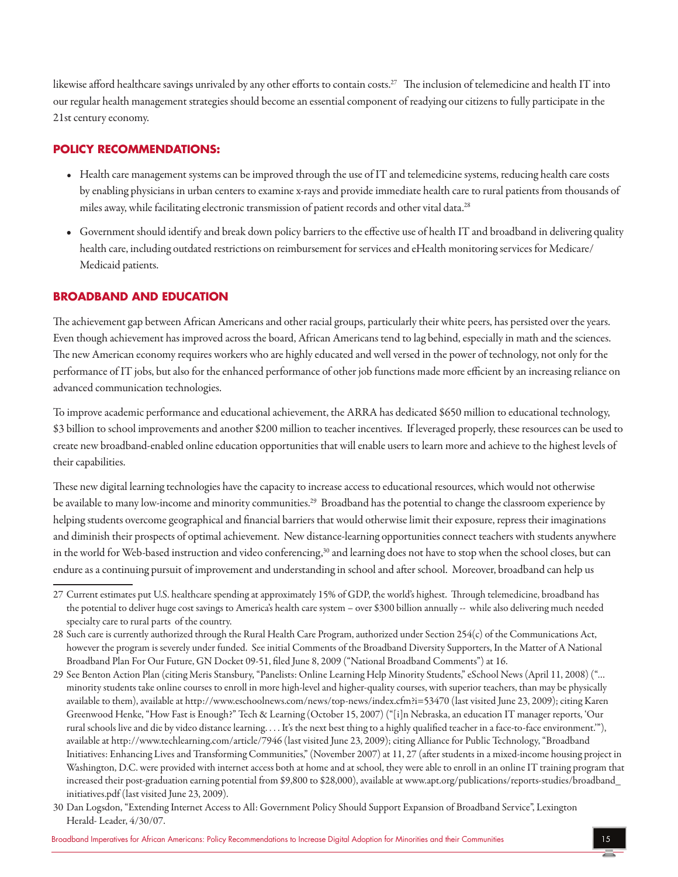likewise afford healthcare savings unrivaled by any other efforts to contain costs.[27] The inclusion of telemedicine and health IT into our regular health management strategies should become an essential component of readying our citizens to fully participate in the 21st century economy.

## POLICY RECOMMENDATIONS:

- Health care management systems can be improved through the use of IT and telemedicine systems, reducing health care costs by enabling physicians in urban centers to examine x-rays and provide immediate health care to rural patients from thousands of miles away, while facilitating electronic transmission of patient records and other vital data.[28]
- Government should identify and break down policy barriers to the effective use of health IT and broadband in delivering quality health care, including outdated restrictions on reimbursement for services and eHealth monitoring services for Medicare/ Medicaid patients.

## BROADBAND AND EDUCATION

The achievement gap between African Americans and other racial groups, particularly their white peers, has persisted over the years. Even though achievement has improved across the board, African Americans tend to lag behind, especially in math and the sciences. The new American economy requires workers who are highly educated and well versed in the power of technology, not only for the performance of IT jobs, but also for the enhanced performance of other job functions made more efficient by an increasing reliance on advanced communication technologies.

To improve academic performance and educational achievement, the ARRA has dedicated $650 million to educational technology, $3 billion to school improvements and another $200 million to teacher incentives. If leveraged properly, these resources can be used to create new broadband-enabled online education opportunities that will enable users to learn more and achieve to the highest levels of their capabilities.

These new digital learning technologies have the capacity to increase access to educational resources, which would not otherwise be available to many low-income and minority communities.[29] Broadband has the potential to change the classroom experience by helping students overcome geographical and financial barriers that would otherwise limit their exposure, repress their imaginations and diminish their prospects of optimal achievement. New distance-learning opportunities connect teachers with students anywhere in the world for Web-based instruction and video conferencing,[30] and learning does not have to stop when the school closes, but can endure as a continuing pursuit of improvement and understanding in school and after school. Moreover, broadband can help us

---

27 Current estimates put U.S. healthcare spending at approximately 15% of GDP, the world's highest. Through telemedicine, broadband has the potential to deliver huge cost savings to America's health care system – over $300 billion annually -- while also delivering much needed specialty care to rural parts of the country.

28 Such care is currently authorized through the Rural Health Care Program, authorized under Section 254(c) of the Communications Act, however the program is severely under funded. See initial Comments of the Broadband Diversity Supporters, In the Matter of A National Broadband Plan For Our Future, GN Docket 09-51, filed June 8, 2009 ("National Broadband Comments") at 16.

29 See Benton Action Plan (citing Meris Stansbury, "Panelists: Online Learning Help Minority Students," eSchool News (April 11, 2008) ("... minority students take online courses to enroll in more high-level and higher-quality courses, with superior teachers, than may be physically available to them), available at http://www.eschoolnews.com/news/top-news/index.cfm?i=53470 (last visited June 23, 2009); citing Karen Greenwood Henke, "How Fast is Enough?" Tech & Learning (October 15, 2007) ("[i]n Nebraska, an education IT manager reports, 'Our rural schools live and die by video distance learning. . . . It's the next best thing to a highly qualified teacher in a face-to-face environment.'"), available at http://www.techlearning.com/article/7946 (last visited June 23, 2009); citing Alliance for Public Technology, "Broadband Initiatives: Enhancing Lives and Transforming Communities," (November 2007) at 11, 27 (after students in a mixed-income housing project in Washington, D.C. were provided with internet access both at home and at school, they were able to enroll in an online IT training program that increased their post-graduation earning potential from $9,800 to $28,000), available at www.apt.org/publications/reports-studies/broadband_initiatives.pdf (last visited June 23, 2009).

30 Dan Logsdon, "Extending Internet Access to All: Government Policy Should Support Expansion of Broadband Service", Lexington Herald- Leader, 4/30/07.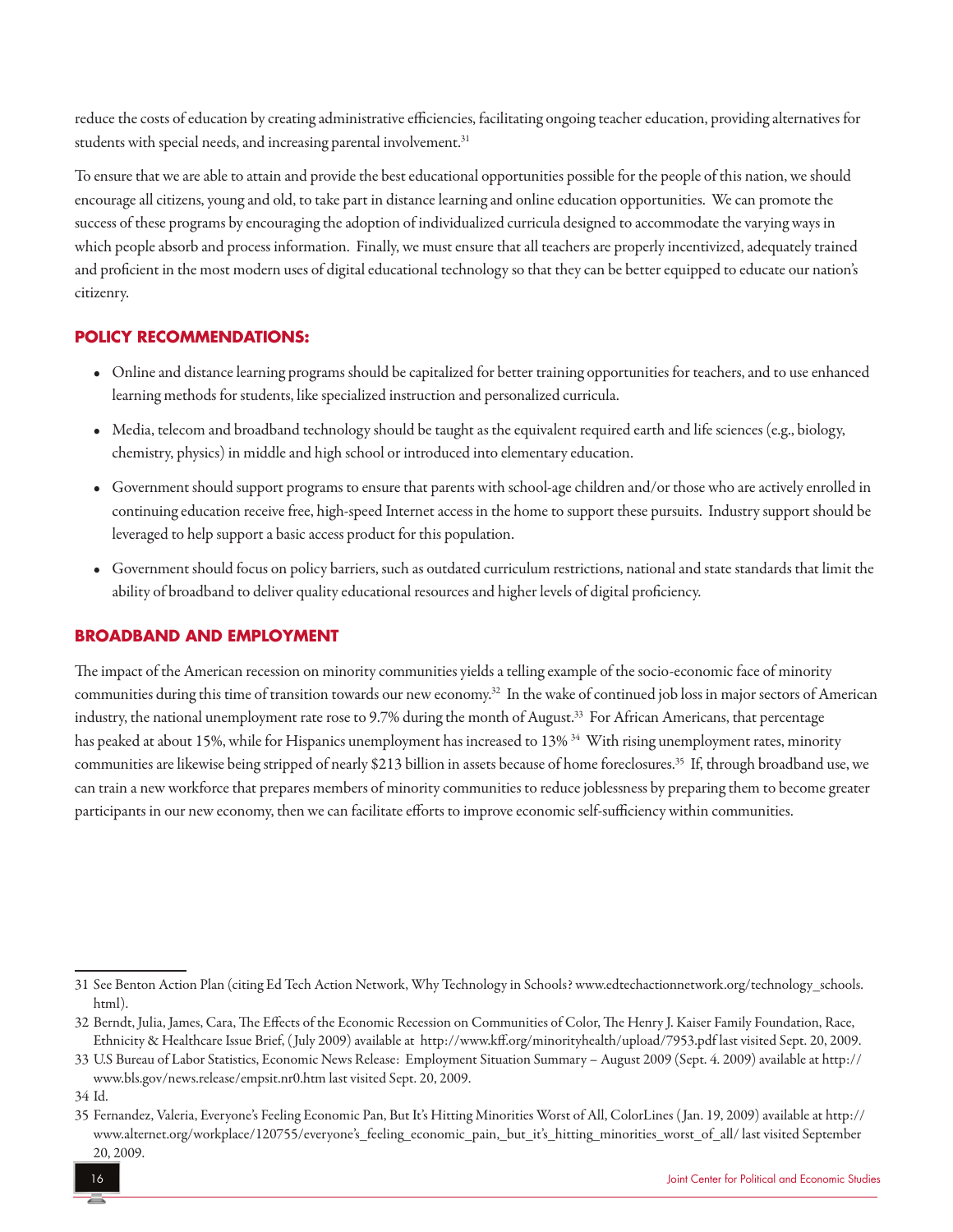reduce the costs of education by creating administrative efficiencies, facilitating ongoing teacher education, providing alternatives for students with special needs, and increasing parental involvement.[31]

To ensure that we are able to attain and provide the best educational opportunities possible for the people of this nation, we should encourage all citizens, young and old, to take part in distance learning and online education opportunities. We can promote the success of these programs by encouraging the adoption of individualized curricula designed to accommodate the varying ways in which people absorb and process information. Finally, we must ensure that all teachers are properly incentivized, adequately trained and proficient in the most modern uses of digital educational technology so that they can be better equipped to educate our nation's citizenry.

## POLICY RECOMMENDATIONS:

- Online and distance learning programs should be capitalized for better training opportunities for teachers, and to use enhanced learning methods for students, like specialized instruction and personalized curricula.
- Media, telecom and broadband technology should be taught as the equivalent required earth and life sciences (e.g., biology, chemistry, physics) in middle and high school or introduced into elementary education.
- Government should support programs to ensure that parents with school-age children and/or those who are actively enrolled in continuing education receive free, high-speed Internet access in the home to support these pursuits. Industry support should be leveraged to help support a basic access product for this population.
- Government should focus on policy barriers, such as outdated curriculum restrictions, national and state standards that limit the ability of broadband to deliver quality educational resources and higher levels of digital proficiency.

## BROADBAND AND EMPLOYMENT

The impact of the American recession on minority communities yields a telling example of the socio-economic face of minority communities during this time of transition towards our new economy.[32] In the wake of continued job loss in major sectors of American industry, the national unemployment rate rose to 9.7% during the month of August.[33] For African Americans, that percentage has peaked at about 15%, while for Hispanics unemployment has increased to 13%[34] With rising unemployment rates, minority communities are likewise being stripped of nearly $213 billion in assets because of home foreclosures.[35] If, through broadband use, we can train a new workforce that prepares members of minority communities to reduce joblessness by preparing them to become greater participants in our new economy, then we can facilitate efforts to improve economic self-sufficiency within communities.

---

31 See Benton Action Plan (citing Ed Tech Action Network, Why Technology in Schools? www.edtechactionnetwork.org/technology_schools.html).

32 Berndt, Julia, James, Cara, The Effects of the Economic Recession on Communities of Color, The Henry J. Kaiser Family Foundation, Race, Ethnicity & Healthcare Issue Brief, (July 2009) available at http://www.kff.org/minorityhealth/upload/7953.pdf last visited Sept. 20, 2009.

33 U.S Bureau of Labor Statistics, Economic News Release: Employment Situation Summary – August 2009 (Sept. 4. 2009) available at http://www.bls.gov/news.release/empsit.nr0.htm last visited Sept. 20, 2009.

34 Id.

35 Fernandez, Valeria, Everyone's Feeling Economic Pan, But It's Hitting Minorities Worst of All, ColorLines (Jan. 19, 2009) available at http://www.alternet.org/workplace/120755/everyone's_feeling_economic_pain,_but_it's_hitting_minorities_worst_of_all/ last visited September 20, 2009.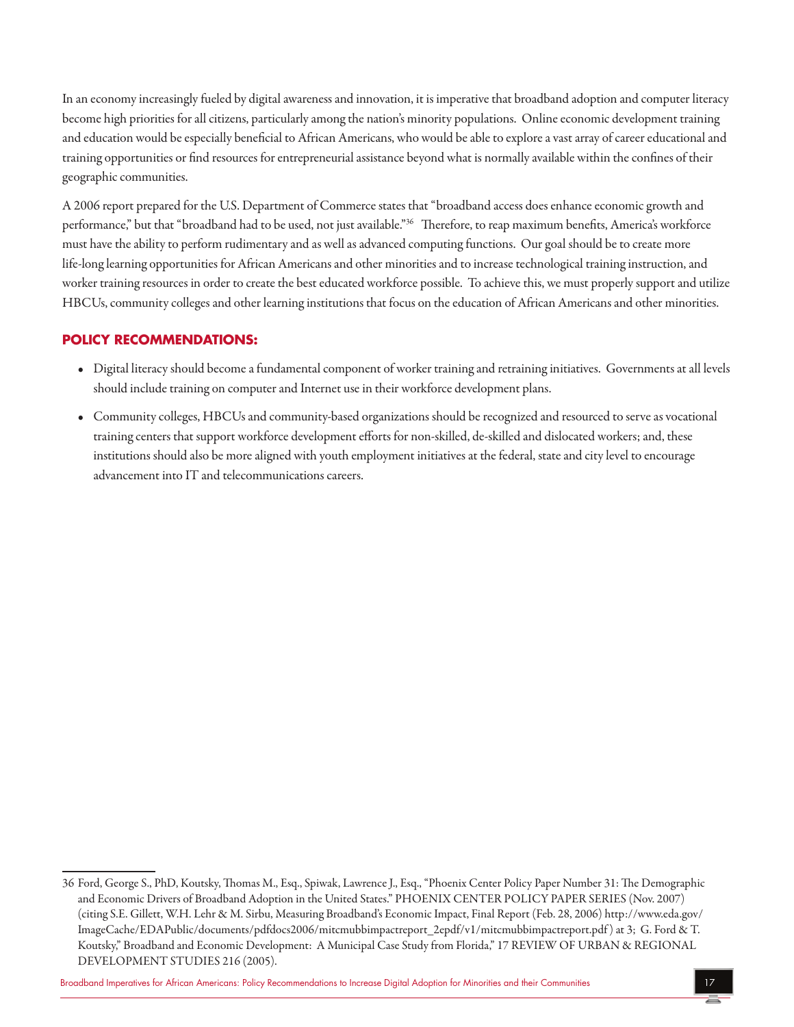In an economy increasingly fueled by digital awareness and innovation, it is imperative that broadband adoption and computer literacy become high priorities for all citizens, particularly among the nation's minority populations. Online economic development training and education would be especially beneficial to African Americans, who would be able to explore a vast array of career educational and training opportunities or find resources for entrepreneurial assistance beyond what is normally available within the confines of their geographic communities.

A 2006 report prepared for the U.S. Department of Commerce states that "broadband access does enhance economic growth and performance," but that "broadband had to be used, not just available."[36] Therefore, to reap maximum benefits, America's workforce must have the ability to perform rudimentary and as well as advanced computing functions. Our goal should be to create more life-long learning opportunities for African Americans and other minorities and to increase technological training instruction, and worker training resources in order to create the best educated workforce possible. To achieve this, we must properly support and utilize HBCUs, community colleges and other learning institutions that focus on the education of African Americans and other minorities.

## POLICY RECOMMENDATIONS:

- Digital literacy should become a fundamental component of worker training and retraining initiatives. Governments at all levels should include training on computer and Internet use in their workforce development plans.
- Community colleges, HBCUs and community-based organizations should be recognized and resourced to serve as vocational training centers that support workforce development efforts for non-skilled, de-skilled and dislocated workers; and, these institutions should also be more aligned with youth employment initiatives at the federal, state and city level to encourage advancement into IT and telecommunications careers.

---

36 Ford, George S., PhD, Koutsky, Thomas M., Esq., Spiwak, Lawrence J., Esq., "Phoenix Center Policy Paper Number 31: The Demographic and Economic Drivers of Broadband Adoption in the United States." PHOENIX CENTER POLICY PAPER SERIES (Nov. 2007) (citing S.E. Gillett, W.H. Lehr & M. Sirbu, Measuring Broadband's Economic Impact, Final Report (Feb. 28, 2006) http://www.eda.gov/ImageCache/EDAPublic/documents/pdfdocs2006/mitcmubbimpactreport_2epdf/v1/mitcmubbimpactreport.pdf ) at 3; G. Ford & T. Koutsky," Broadband and Economic Development: A Municipal Case Study from Florida," 17 REVIEW OF URBAN & REGIONAL DEVELOPMENT STUDIES 216 (2005).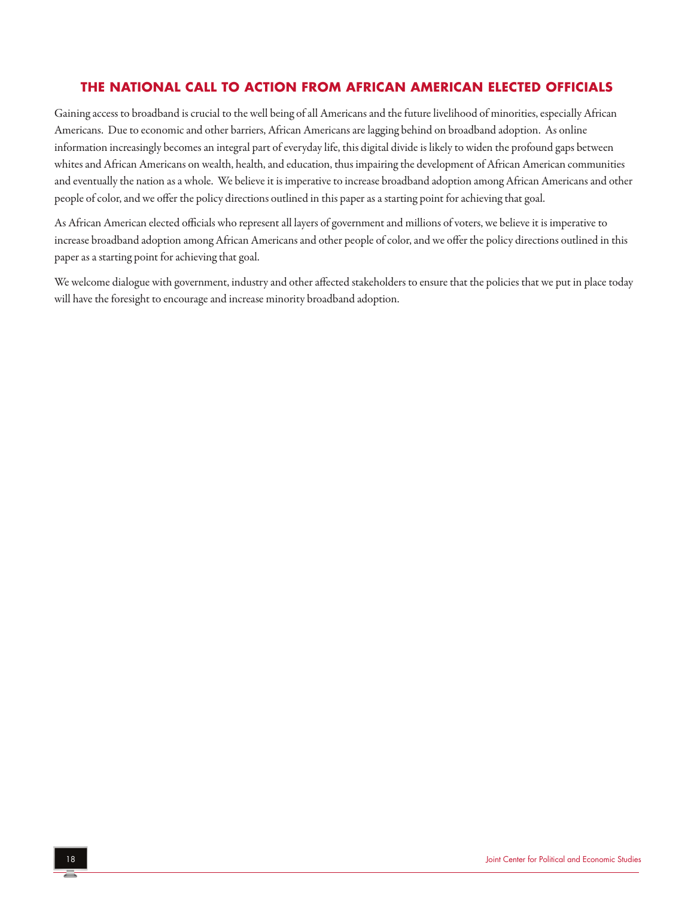## THE NATIONAL CALL TO ACTION FROM AFRICAN AMERICAN ELECTED OFFICIALS

Gaining access to broadband is crucial to the well being of all Americans and the future livelihood of minorities, especially African Americans. Due to economic and other barriers, African Americans are lagging behind on broadband adoption. As online information increasingly becomes an integral part of everyday life, this digital divide is likely to widen the profound gaps between whites and African Americans on wealth, health, and education, thus impairing the development of African American communities and eventually the nation as a whole. We believe it is imperative to increase broadband adoption among African Americans and other people of color, and we offer the policy directions outlined in this paper as a starting point for achieving that goal.

As African American elected officials who represent all layers of government and millions of voters, we believe it is imperative to increase broadband adoption among African Americans and other people of color, and we offer the policy directions outlined in this paper as a starting point for achieving that goal.

We welcome dialogue with government, industry and other affected stakeholders to ensure that the policies that we put in place today will have the foresight to encourage and increase minority broadband adoption.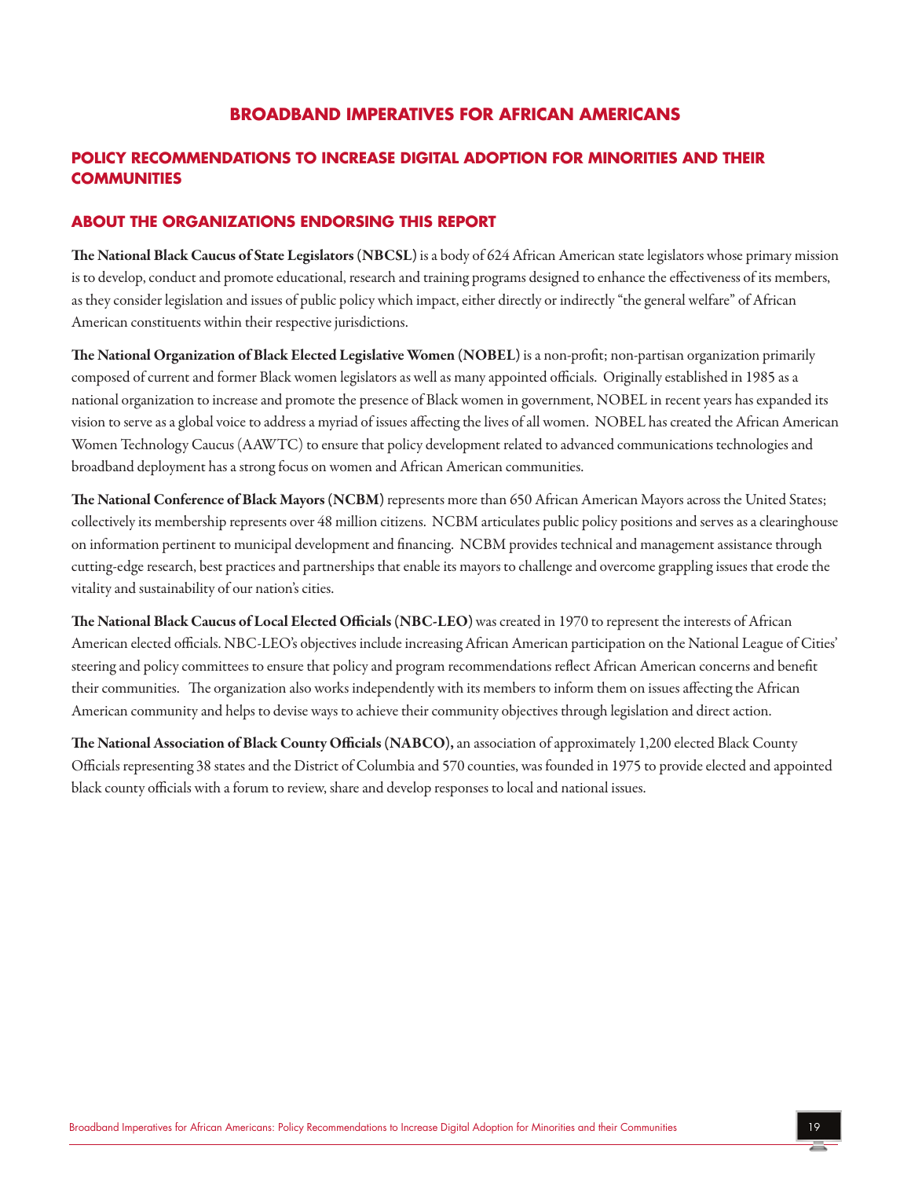# BROADBAND IMPERATIVES FOR AFRICAN AMERICANS

## POLICY RECOMMENDATIONS TO INCREASE DIGITAL ADOPTION FOR MINORITIES AND THEIR COMMUNITIES

### ABOUT THE ORGANIZATIONS ENDORSING THIS REPORT

**The National Black Caucus of State Legislators (NBCSL)** is a body of 624 African American state legislators whose primary mission is to develop, conduct and promote educational, research and training programs designed to enhance the effectiveness of its members, as they consider legislation and issues of public policy which impact, either directly or indirectly "the general welfare" of African American constituents within their respective jurisdictions.

**The National Organization of Black Elected Legislative Women (NOBEL)** is a non-profit; non-partisan organization primarily composed of current and former Black women legislators as well as many appointed officials. Originally established in 1985 as a national organization to increase and promote the presence of Black women in government, NOBEL in recent years has expanded its vision to serve as a global voice to address a myriad of issues affecting the lives of all women. NOBEL has created the African American Women Technology Caucus (AAWTC) to ensure that policy development related to advanced communications technologies and broadband deployment has a strong focus on women and African American communities.

**The National Conference of Black Mayors (NCBM)** represents more than 650 African American Mayors across the United States; collectively its membership represents over 48 million citizens. NCBM articulates public policy positions and serves as a clearinghouse on information pertinent to municipal development and financing. NCBM provides technical and management assistance through cutting-edge research, best practices and partnerships that enable its mayors to challenge and overcome grappling issues that erode the vitality and sustainability of our nation's cities.

**The National Black Caucus of Local Elected Officials (NBC-LEO)** was created in 1970 to represent the interests of African American elected officials. NBC-LEO's objectives include increasing African American participation on the National League of Cities' steering and policy committees to ensure that policy and program recommendations reflect African American concerns and benefit their communities. The organization also works independently with its members to inform them on issues affecting the African American community and helps to devise ways to achieve their community objectives through legislation and direct action.

**The National Association of Black County Officials (NABCO),** an association of approximately 1,200 elected Black County Officials representing 38 states and the District of Columbia and 570 counties, was founded in 1975 to provide elected and appointed black county officials with a forum to review, share and develop responses to local and national issues.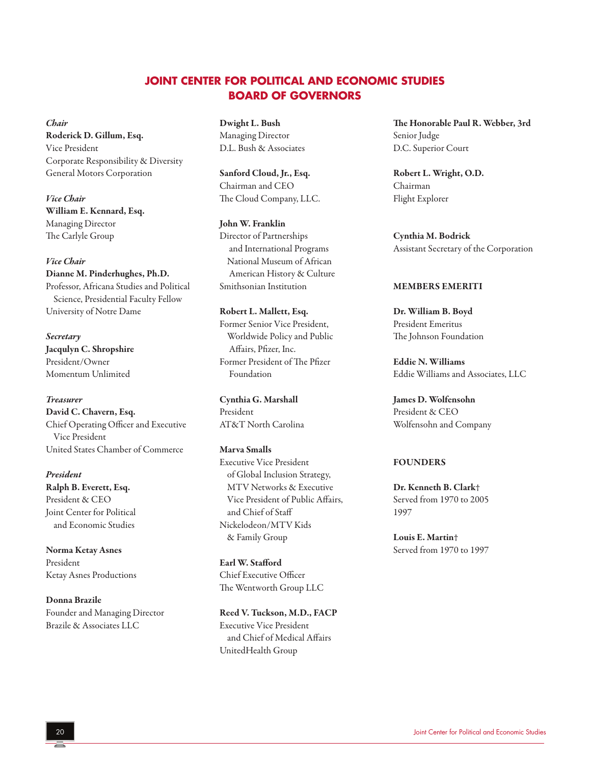## JOINT CENTER FOR POLITICAL AND ECONOMIC STUDIES BOARD OF GOVERNORS

*Chair*
**Roderick D. Gillum, Esq.**
Vice President
Corporate Responsibility & Diversity
General Motors Corporation

*Vice Chair*
**William E. Kennard, Esq.**
Managing Director
The Carlyle Group

*Vice Chair*
**Dianne M. Pinderhughes, Ph.D.**
Professor, Africana Studies and Political Science, Presidential Faculty Fellow
University of Notre Dame

*Secretary*
**Jacqulyn C. Shropshire**
President/Owner
Momentum Unlimited

*Treasurer*
**David C. Chavern, Esq.**
Chief Operating Officer and Executive Vice President
United States Chamber of Commerce

*President*
**Ralph B. Everett, Esq.**
President & CEO
Joint Center for Political and Economic Studies

**Norma Ketay Asnes**
President
Ketay Asnes Productions

**Donna Brazile**
Founder and Managing Director
Brazile & Associates LLC

**Dwight L. Bush**
Managing Director
D.L. Bush & Associates

**Sanford Cloud, Jr., Esq.**
Chairman and CEO
The Cloud Company, LLC.

**John W. Franklin**
Director of Partnerships and International Programs
National Museum of African American History & Culture
Smithsonian Institution

**Robert L. Mallett, Esq.**
Former Senior Vice President, Worldwide Policy and Public Affairs, Pfizer, Inc.
Former President of The Pfizer Foundation

**Cynthia G. Marshall**
President
AT&T North Carolina

**Marva Smalls**
Executive Vice President of Global Inclusion Strategy, MTV Networks & Executive Vice President of Public Affairs, and Chief of Staff
Nickelodeon/MTV Kids & Family Group

**Earl W. Stafford**
Chief Executive Officer
The Wentworth Group LLC

**Reed V. Tuckson, M.D., FACP**
Executive Vice President and Chief of Medical Affairs
UnitedHealth Group

**The Honorable Paul R. Webber, 3rd**
Senior Judge
D.C. Superior Court

**Robert L. Wright, O.D.**
Chairman
Flight Explorer

**Cynthia M. Bodrick**
Assistant Secretary of the Corporation

### MEMBERS EMERITI

**Dr. William B. Boyd**
President Emeritus
The Johnson Foundation

**Eddie N. Williams**
Eddie Williams and Associates, LLC

**James D. Wolfensohn**
President & CEO
Wolfensohn and Company

### FOUNDERS

**Dr. Kenneth B. Clark†**
Served from 1970 to 2005
1997

**Louis E. Martin†**
Served from 1970 to 1997